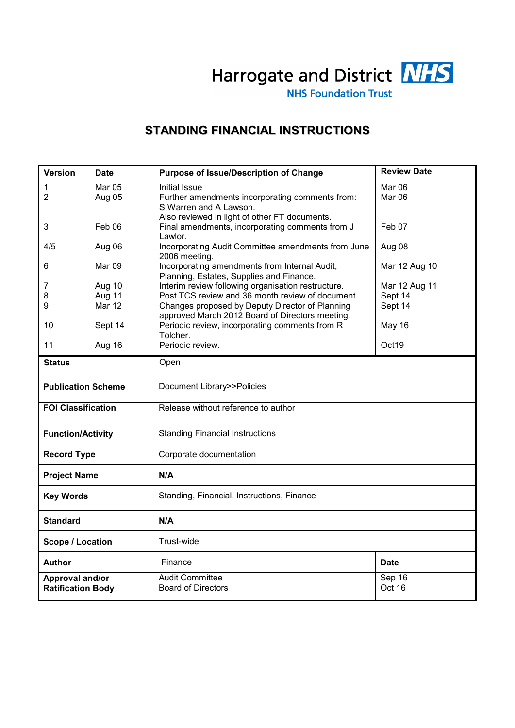Harrogate and District NHS
NHS Foundation Trust

# STANDING FINANCIAL INSTRUCTIONS

| Version | Date | Purpose of Issue/Description of Change | Review Date |
|---|---|---|---|
| 1 | Mar 05 | Initial Issue | Mar 06 |
| 2 | Aug 05 | Further amendments incorporating comments from: S Warren and A Lawson. Also reviewed in light of other FT documents. | Mar 06 |
| 3 | Feb 06 | Final amendments, incorporating comments from J Lawlor. | Feb 07 |
| 4/5 | Aug 06 | Incorporating Audit Committee amendments from June 2006 meeting. | Aug 08 |
| 6 | Mar 09 | Incorporating amendments from Internal Audit, Planning, Estates, Supplies and Finance. | ~~Mar 12~~ Aug 10 |
| 7 | Aug 10 | Interim review following organisation restructure. | ~~Mar 12~~ Aug 11 |
| 8 | Aug 11 | Post TCS review and 36 month review of document. | Sept 14 |
| 9 | Mar 12 | Changes proposed by Deputy Director of Planning approved March 2012 Board of Directors meeting. | Sept 14 |
| 10 | Sept 14 | Periodic review, incorporating comments from R Tolcher. | May 16 |
| 11 | Aug 16 | Periodic review. | Oct19 |

| | | |
|---|---|---|
| **Status** | Open | |
| **Publication Scheme** | Document Library>>Policies | |
| **FOI Classification** | Release without reference to author | |
| **Function/Activity** | Standing Financial Instructions | |
| **Record Type** | Corporate documentation | |
| **Project Name** | **N/A** | |
| **Key Words** | Standing, Financial, Instructions, Finance | |
| **Standard** | **N/A** | |
| **Scope / Location** | Trust-wide | |
| **Author** | Finance | **Date** |
| **Approval and/or Ratification Body** | Audit Committee<br>Board of Directors | Sep 16<br>Oct 16 |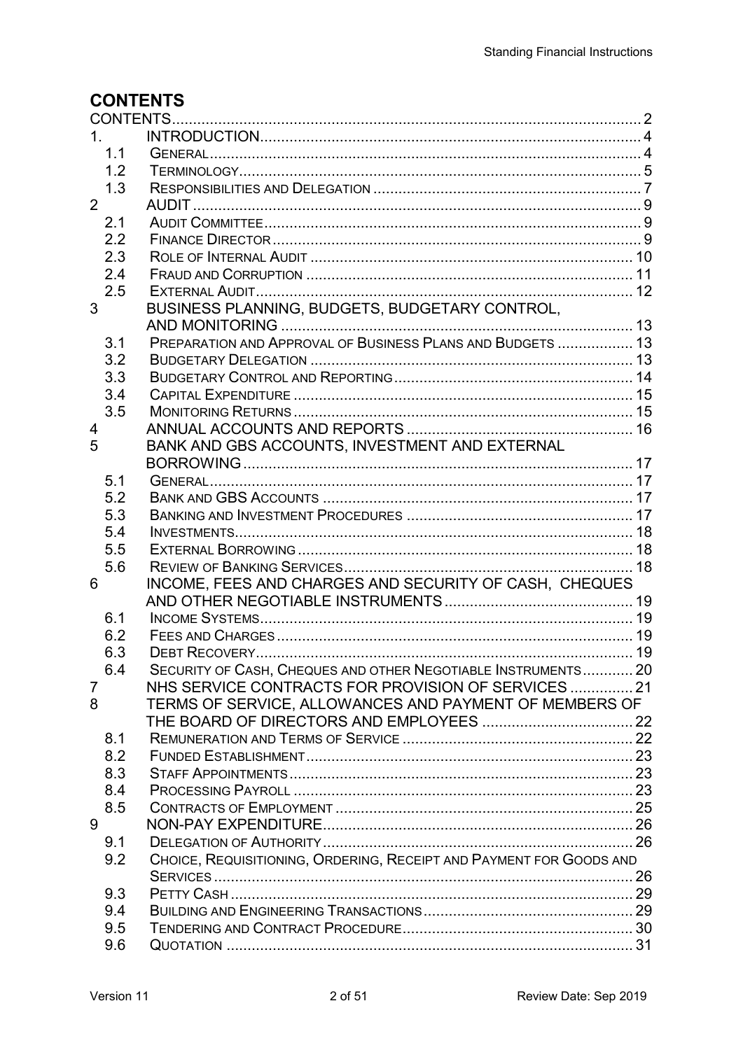# CONTENTS

| | | |
|---|---|---|
| CONTENTS | | 2 |
| 1. | INTRODUCTION | 4 |
| 1.1 | GENERAL | 4 |
| 1.2 | TERMINOLOGY | 5 |
| 1.3 | RESPONSIBILITIES AND DELEGATION | 7 |
| 2 | AUDIT | 9 |
| 2.1 | AUDIT COMMITTEE | 9 |
| 2.2 | FINANCE DIRECTOR | 9 |
| 2.3 | ROLE OF INTERNAL AUDIT | 10 |
| 2.4 | FRAUD AND CORRUPTION | 11 |
| 2.5 | EXTERNAL AUDIT | 12 |
| 3 | BUSINESS PLANNING, BUDGETS, BUDGETARY CONTROL, AND MONITORING | 13 |
| 3.1 | PREPARATION AND APPROVAL OF BUSINESS PLANS AND BUDGETS | 13 |
| 3.2 | BUDGETARY DELEGATION | 13 |
| 3.3 | BUDGETARY CONTROL AND REPORTING | 14 |
| 3.4 | CAPITAL EXPENDITURE | 15 |
| 3.5 | MONITORING RETURNS | 15 |
| 4 | ANNUAL ACCOUNTS AND REPORTS | 16 |
| 5 | BANK AND GBS ACCOUNTS, INVESTMENT AND EXTERNAL BORROWING | 17 |
| 5.1 | GENERAL | 17 |
| 5.2 | BANK AND GBS ACCOUNTS | 17 |
| 5.3 | BANKING AND INVESTMENT PROCEDURES | 17 |
| 5.4 | INVESTMENTS | 18 |
| 5.5 | EXTERNAL BORROWING | 18 |
| 5.6 | REVIEW OF BANKING SERVICES | 18 |
| 6 | INCOME, FEES AND CHARGES AND SECURITY OF CASH, CHEQUES AND OTHER NEGOTIABLE INSTRUMENTS | 19 |
| 6.1 | INCOME SYSTEMS | 19 |
| 6.2 | FEES AND CHARGES | 19 |
| 6.3 | DEBT RECOVERY | 19 |
| 6.4 | SECURITY OF CASH, CHEQUES AND OTHER NEGOTIABLE INSTRUMENTS | 20 |
| 7 | NHS SERVICE CONTRACTS FOR PROVISION OF SERVICES | 21 |
| 8 | TERMS OF SERVICE, ALLOWANCES AND PAYMENT OF MEMBERS OF THE BOARD OF DIRECTORS AND EMPLOYEES | 22 |
| 8.1 | REMUNERATION AND TERMS OF SERVICE | 22 |
| 8.2 | FUNDED ESTABLISHMENT | 23 |
| 8.3 | STAFF APPOINTMENTS | 23 |
| 8.4 | PROCESSING PAYROLL | 23 |
| 8.5 | CONTRACTS OF EMPLOYMENT | 25 |
| 9 | NON-PAY EXPENDITURE | 26 |
| 9.1 | DELEGATION OF AUTHORITY | 26 |
| 9.2 | CHOICE, REQUISITIONING, ORDERING, RECEIPT AND PAYMENT FOR GOODS AND SERVICES | 26 |
| 9.3 | PETTY CASH | 29 |
| 9.4 | BUILDING AND ENGINEERING TRANSACTIONS | 29 |
| 9.5 | TENDERING AND CONTRACT PROCEDURE | 30 |
| 9.6 | QUOTATION | 31 |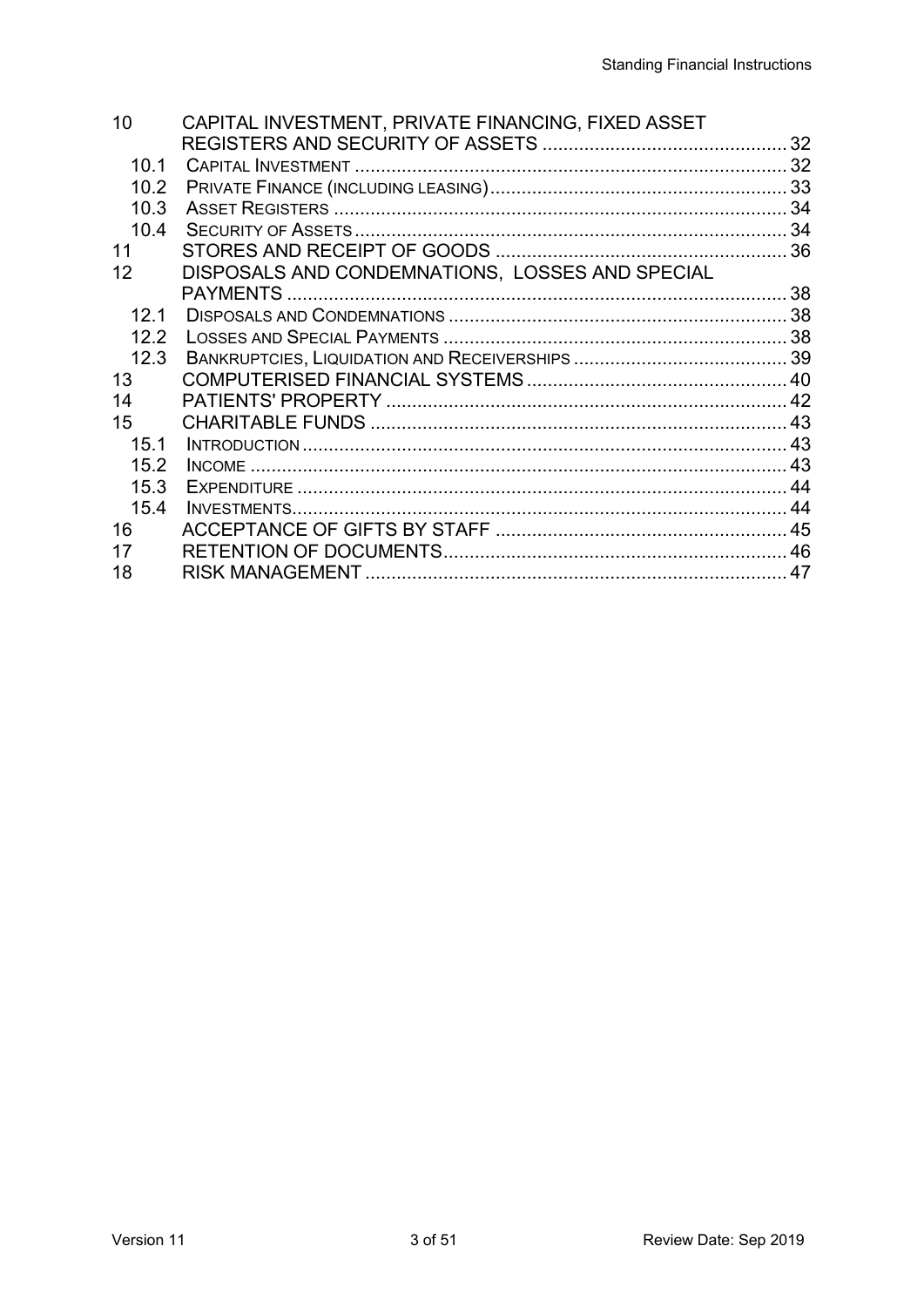| | | |
|---|---|---|
| 10 | CAPITAL INVESTMENT, PRIVATE FINANCING, FIXED ASSET REGISTERS AND SECURITY OF ASSETS | 32 |
| 10.1 | Capital Investment | 32 |
| 10.2 | Private Finance (including leasing) | 33 |
| 10.3 | Asset Registers | 34 |
| 10.4 | Security of Assets | 34 |
| 11 | STORES AND RECEIPT OF GOODS | 36 |
| 12 | DISPOSALS AND CONDEMNATIONS, LOSSES AND SPECIAL PAYMENTS | 38 |
| 12.1 | Disposals and Condemnations | 38 |
| 12.2 | Losses and Special Payments | 38 |
| 12.3 | Bankruptcies, Liquidation and Receiverships | 39 |
| 13 | COMPUTERISED FINANCIAL SYSTEMS | 40 |
| 14 | PATIENTS' PROPERTY | 42 |
| 15 | CHARITABLE FUNDS | 43 |
| 15.1 | Introduction | 43 |
| 15.2 | Income | 43 |
| 15.3 | Expenditure | 44 |
| 15.4 | Investments | 44 |
| 16 | ACCEPTANCE OF GIFTS BY STAFF | 45 |
| 17 | RETENTION OF DOCUMENTS | 46 |
| 18 | RISK MANAGEMENT | 47 |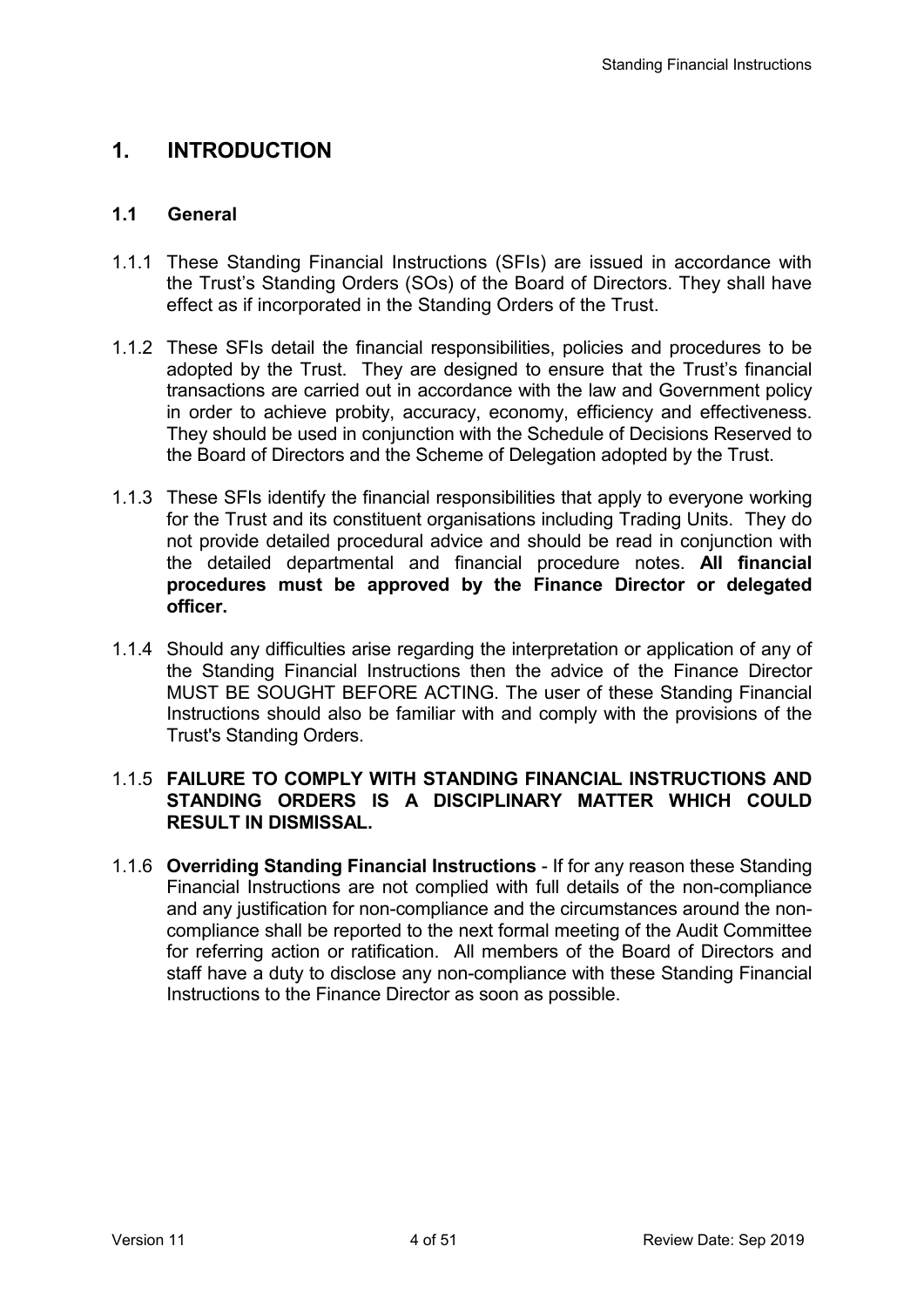# 1. INTRODUCTION

## 1.1 General

1.1.1 These Standing Financial Instructions (SFIs) are issued in accordance with the Trust's Standing Orders (SOs) of the Board of Directors. They shall have effect as if incorporated in the Standing Orders of the Trust.

1.1.2 These SFIs detail the financial responsibilities, policies and procedures to be adopted by the Trust. They are designed to ensure that the Trust's financial transactions are carried out in accordance with the law and Government policy in order to achieve probity, accuracy, economy, efficiency and effectiveness. They should be used in conjunction with the Schedule of Decisions Reserved to the Board of Directors and the Scheme of Delegation adopted by the Trust.

1.1.3 These SFIs identify the financial responsibilities that apply to everyone working for the Trust and its constituent organisations including Trading Units. They do not provide detailed procedural advice and should be read in conjunction with the detailed departmental and financial procedure notes. **All financial procedures must be approved by the Finance Director or delegated officer.**

1.1.4 Should any difficulties arise regarding the interpretation or application of any of the Standing Financial Instructions then the advice of the Finance Director MUST BE SOUGHT BEFORE ACTING. The user of these Standing Financial Instructions should also be familiar with and comply with the provisions of the Trust's Standing Orders.

1.1.5 **FAILURE TO COMPLY WITH STANDING FINANCIAL INSTRUCTIONS AND STANDING ORDERS IS A DISCIPLINARY MATTER WHICH COULD RESULT IN DISMISSAL.**

1.1.6 **Overriding Standing Financial Instructions** - If for any reason these Standing Financial Instructions are not complied with full details of the non-compliance and any justification for non-compliance and the circumstances around the non-compliance shall be reported to the next formal meeting of the Audit Committee for referring action or ratification. All members of the Board of Directors and staff have a duty to disclose any non-compliance with these Standing Financial Instructions to the Finance Director as soon as possible.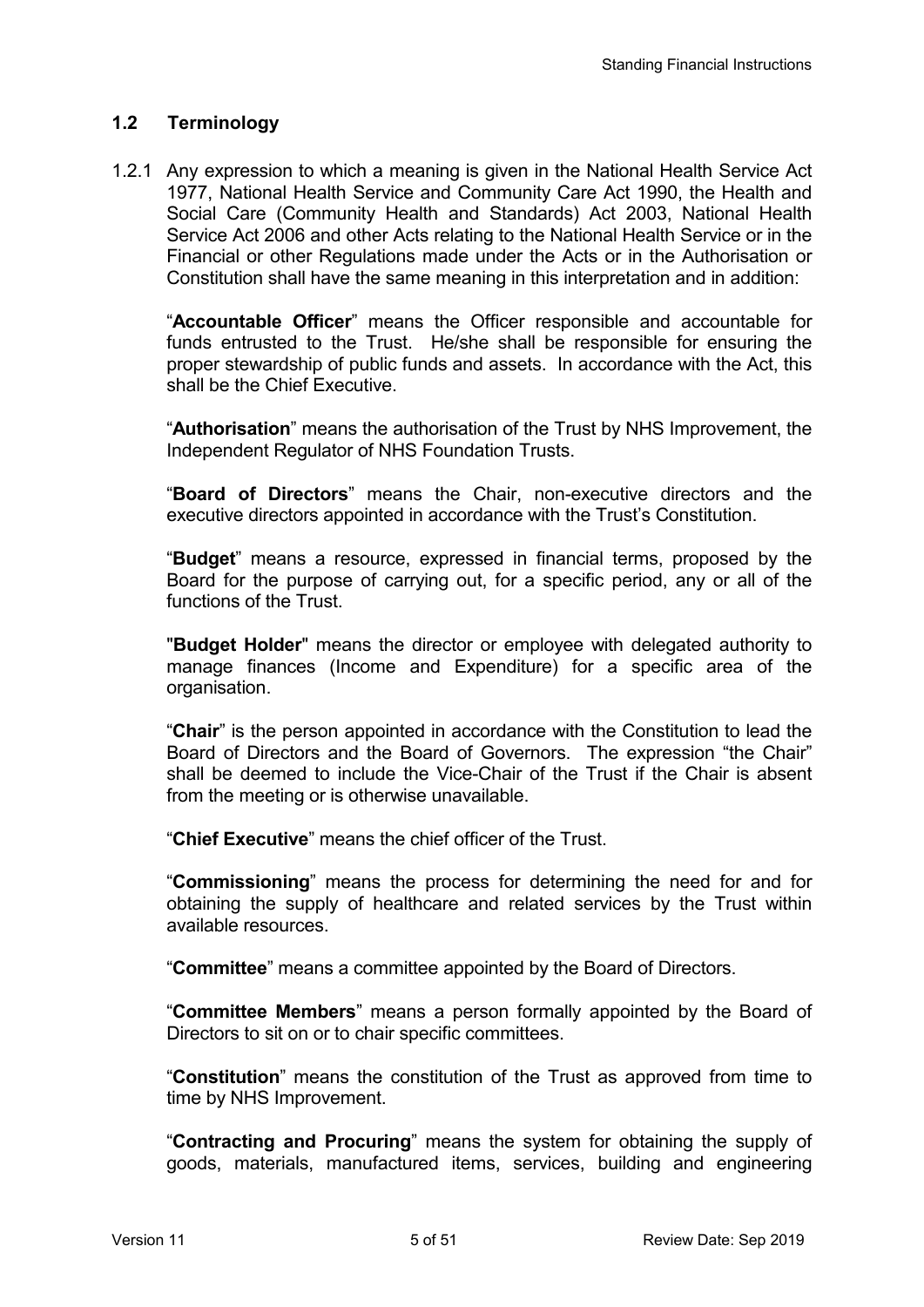## 1.2 Terminology

1.2.1 Any expression to which a meaning is given in the National Health Service Act 1977, National Health Service and Community Care Act 1990, the Health and Social Care (Community Health and Standards) Act 2003, National Health Service Act 2006 and other Acts relating to the National Health Service or in the Financial or other Regulations made under the Acts or in the Authorisation or Constitution shall have the same meaning in this interpretation and in addition:

"**Accountable Officer**" means the Officer responsible and accountable for funds entrusted to the Trust. He/she shall be responsible for ensuring the proper stewardship of public funds and assets. In accordance with the Act, this shall be the Chief Executive.

"**Authorisation**" means the authorisation of the Trust by NHS Improvement, the Independent Regulator of NHS Foundation Trusts.

"**Board of Directors**" means the Chair, non-executive directors and the executive directors appointed in accordance with the Trust's Constitution.

"**Budget**" means a resource, expressed in financial terms, proposed by the Board for the purpose of carrying out, for a specific period, any or all of the functions of the Trust.

"**Budget Holder**" means the director or employee with delegated authority to manage finances (Income and Expenditure) for a specific area of the organisation.

"**Chair**" is the person appointed in accordance with the Constitution to lead the Board of Directors and the Board of Governors. The expression "the Chair" shall be deemed to include the Vice-Chair of the Trust if the Chair is absent from the meeting or is otherwise unavailable.

"**Chief Executive**" means the chief officer of the Trust.

"**Commissioning**" means the process for determining the need for and for obtaining the supply of healthcare and related services by the Trust within available resources.

"**Committee**" means a committee appointed by the Board of Directors.

"**Committee Members**" means a person formally appointed by the Board of Directors to sit on or to chair specific committees.

"**Constitution**" means the constitution of the Trust as approved from time to time by NHS Improvement.

"**Contracting and Procuring**" means the system for obtaining the supply of goods, materials, manufactured items, services, building and engineering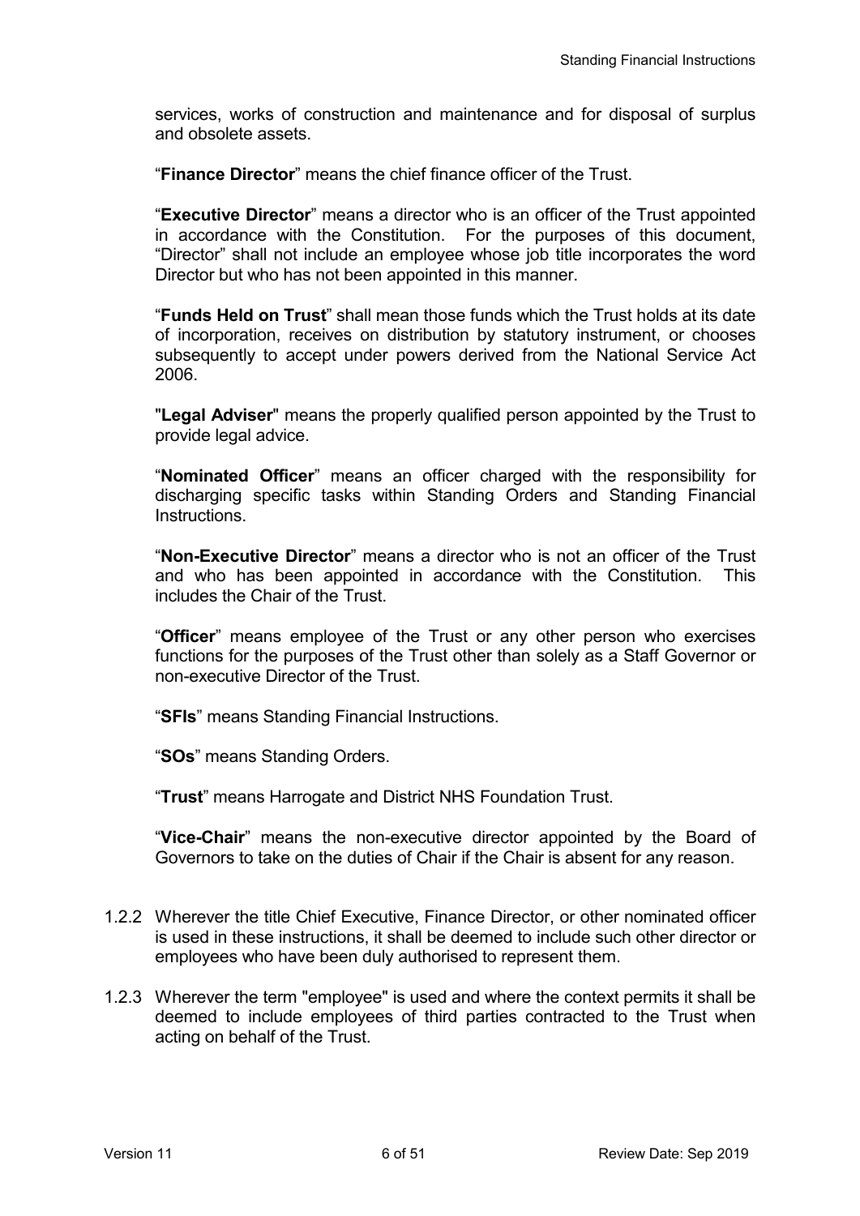services, works of construction and maintenance and for disposal of surplus and obsolete assets.

"**Finance Director**" means the chief finance officer of the Trust.

"**Executive Director**" means a director who is an officer of the Trust appointed in accordance with the Constitution. For the purposes of this document, "Director" shall not include an employee whose job title incorporates the word Director but who has not been appointed in this manner.

"**Funds Held on Trust**" shall mean those funds which the Trust holds at its date of incorporation, receives on distribution by statutory instrument, or chooses subsequently to accept under powers derived from the National Service Act 2006.

"**Legal Adviser**" means the properly qualified person appointed by the Trust to provide legal advice.

"**Nominated Officer**" means an officer charged with the responsibility for discharging specific tasks within Standing Orders and Standing Financial Instructions.

"**Non-Executive Director**" means a director who is not an officer of the Trust and who has been appointed in accordance with the Constitution. This includes the Chair of the Trust.

"**Officer**" means employee of the Trust or any other person who exercises functions for the purposes of the Trust other than solely as a Staff Governor or non-executive Director of the Trust.

"**SFIs**" means Standing Financial Instructions.

"**SOs**" means Standing Orders.

"**Trust**" means Harrogate and District NHS Foundation Trust.

"**Vice-Chair**" means the non-executive director appointed by the Board of Governors to take on the duties of Chair if the Chair is absent for any reason.

1.2.2 Wherever the title Chief Executive, Finance Director, or other nominated officer is used in these instructions, it shall be deemed to include such other director or employees who have been duly authorised to represent them.

1.2.3 Wherever the term "employee" is used and where the context permits it shall be deemed to include employees of third parties contracted to the Trust when acting on behalf of the Trust.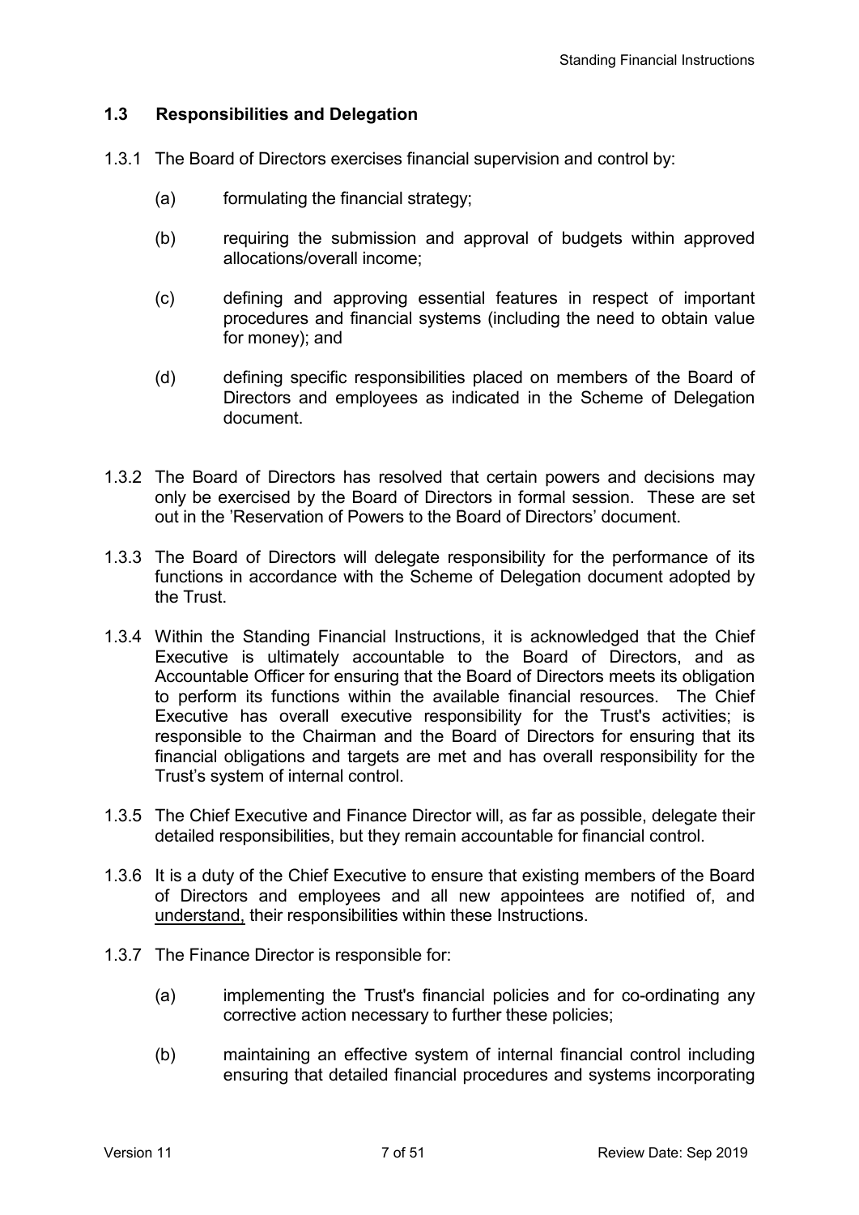## 1.3 Responsibilities and Delegation

1.3.1 The Board of Directors exercises financial supervision and control by:

(a) formulating the financial strategy;

(b) requiring the submission and approval of budgets within approved allocations/overall income;

(c) defining and approving essential features in respect of important procedures and financial systems (including the need to obtain value for money); and

(d) defining specific responsibilities placed on members of the Board of Directors and employees as indicated in the Scheme of Delegation document.

1.3.2 The Board of Directors has resolved that certain powers and decisions may only be exercised by the Board of Directors in formal session. These are set out in the 'Reservation of Powers to the Board of Directors' document.

1.3.3 The Board of Directors will delegate responsibility for the performance of its functions in accordance with the Scheme of Delegation document adopted by the Trust.

1.3.4 Within the Standing Financial Instructions, it is acknowledged that the Chief Executive is ultimately accountable to the Board of Directors, and as Accountable Officer for ensuring that the Board of Directors meets its obligation to perform its functions within the available financial resources. The Chief Executive has overall executive responsibility for the Trust's activities; is responsible to the Chairman and the Board of Directors for ensuring that its financial obligations and targets are met and has overall responsibility for the Trust's system of internal control.

1.3.5 The Chief Executive and Finance Director will, as far as possible, delegate their detailed responsibilities, but they remain accountable for financial control.

1.3.6 It is a duty of the Chief Executive to ensure that existing members of the Board of Directors and employees and all new appointees are notified of, and <u>understand,</u> their responsibilities within these Instructions.

1.3.7 The Finance Director is responsible for:

(a) implementing the Trust's financial policies and for co-ordinating any corrective action necessary to further these policies;

(b) maintaining an effective system of internal financial control including ensuring that detailed financial procedures and systems incorporating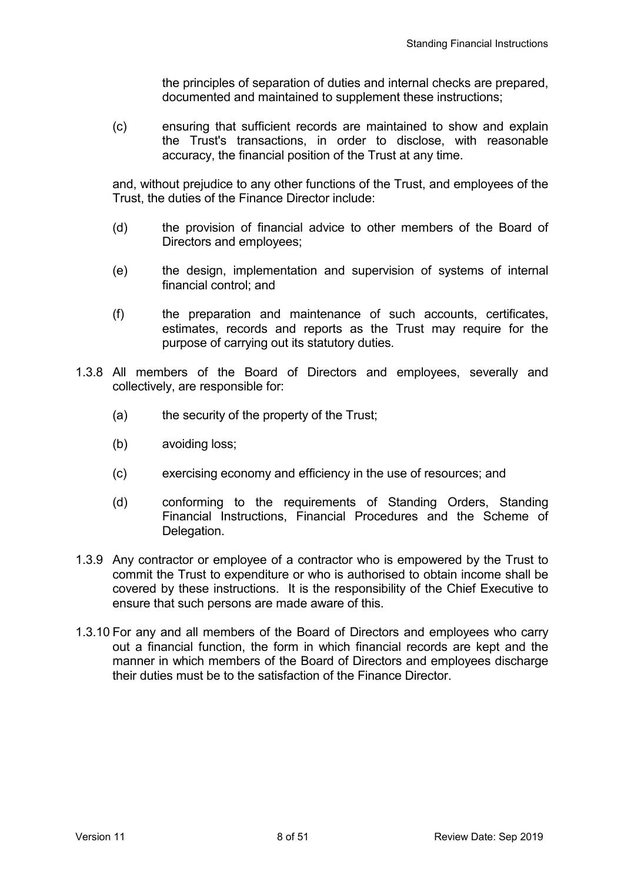the principles of separation of duties and internal checks are prepared, documented and maintained to supplement these instructions;

(c) ensuring that sufficient records are maintained to show and explain the Trust's transactions, in order to disclose, with reasonable accuracy, the financial position of the Trust at any time.

and, without prejudice to any other functions of the Trust, and employees of the Trust, the duties of the Finance Director include:

(d) the provision of financial advice to other members of the Board of Directors and employees;

(e) the design, implementation and supervision of systems of internal financial control; and

(f) the preparation and maintenance of such accounts, certificates, estimates, records and reports as the Trust may require for the purpose of carrying out its statutory duties.

1.3.8 All members of the Board of Directors and employees, severally and collectively, are responsible for:

(a) the security of the property of the Trust;

(b) avoiding loss;

(c) exercising economy and efficiency in the use of resources; and

(d) conforming to the requirements of Standing Orders, Standing Financial Instructions, Financial Procedures and the Scheme of Delegation.

1.3.9 Any contractor or employee of a contractor who is empowered by the Trust to commit the Trust to expenditure or who is authorised to obtain income shall be covered by these instructions. It is the responsibility of the Chief Executive to ensure that such persons are made aware of this.

1.3.10 For any and all members of the Board of Directors and employees who carry out a financial function, the form in which financial records are kept and the manner in which members of the Board of Directors and employees discharge their duties must be to the satisfaction of the Finance Director.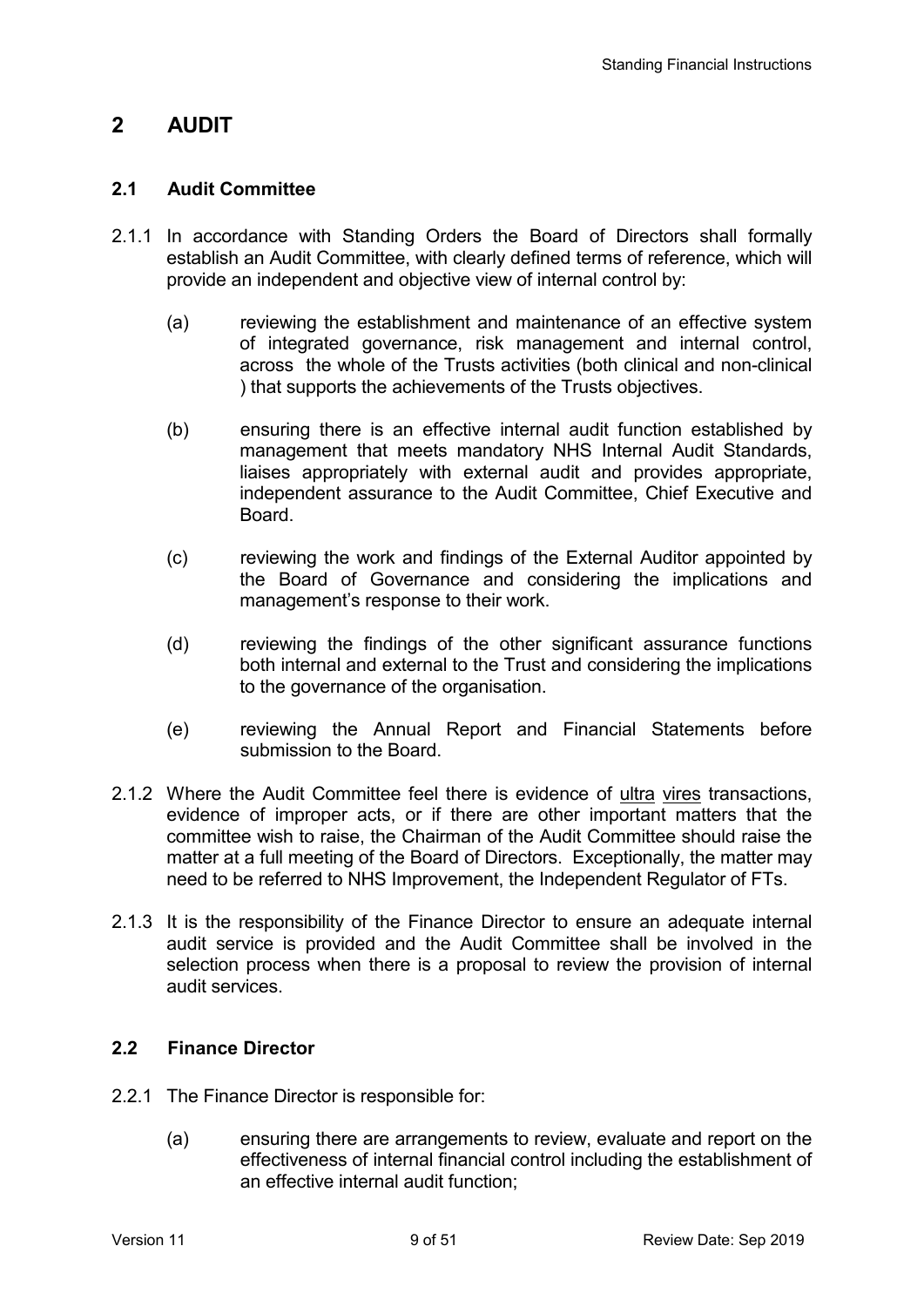## 2 AUDIT

### 2.1 Audit Committee

2.1.1 In accordance with Standing Orders the Board of Directors shall formally establish an Audit Committee, with clearly defined terms of reference, which will provide an independent and objective view of internal control by:

(a) reviewing the establishment and maintenance of an effective system of integrated governance, risk management and internal control, across the whole of the Trusts activities (both clinical and non-clinical ) that supports the achievements of the Trusts objectives.

(b) ensuring there is an effective internal audit function established by management that meets mandatory NHS Internal Audit Standards, liaises appropriately with external audit and provides appropriate, independent assurance to the Audit Committee, Chief Executive and Board.

(c) reviewing the work and findings of the External Auditor appointed by the Board of Governance and considering the implications and management's response to their work.

(d) reviewing the findings of the other significant assurance functions both internal and external to the Trust and considering the implications to the governance of the organisation.

(e) reviewing the Annual Report and Financial Statements before submission to the Board.

2.1.2 Where the Audit Committee feel there is evidence of ultra vires transactions, evidence of improper acts, or if there are other important matters that the committee wish to raise, the Chairman of the Audit Committee should raise the matter at a full meeting of the Board of Directors. Exceptionally, the matter may need to be referred to NHS Improvement, the Independent Regulator of FTs.

2.1.3 It is the responsibility of the Finance Director to ensure an adequate internal audit service is provided and the Audit Committee shall be involved in the selection process when there is a proposal to review the provision of internal audit services.

### 2.2 Finance Director

2.2.1 The Finance Director is responsible for:

(a) ensuring there are arrangements to review, evaluate and report on the effectiveness of internal financial control including the establishment of an effective internal audit function;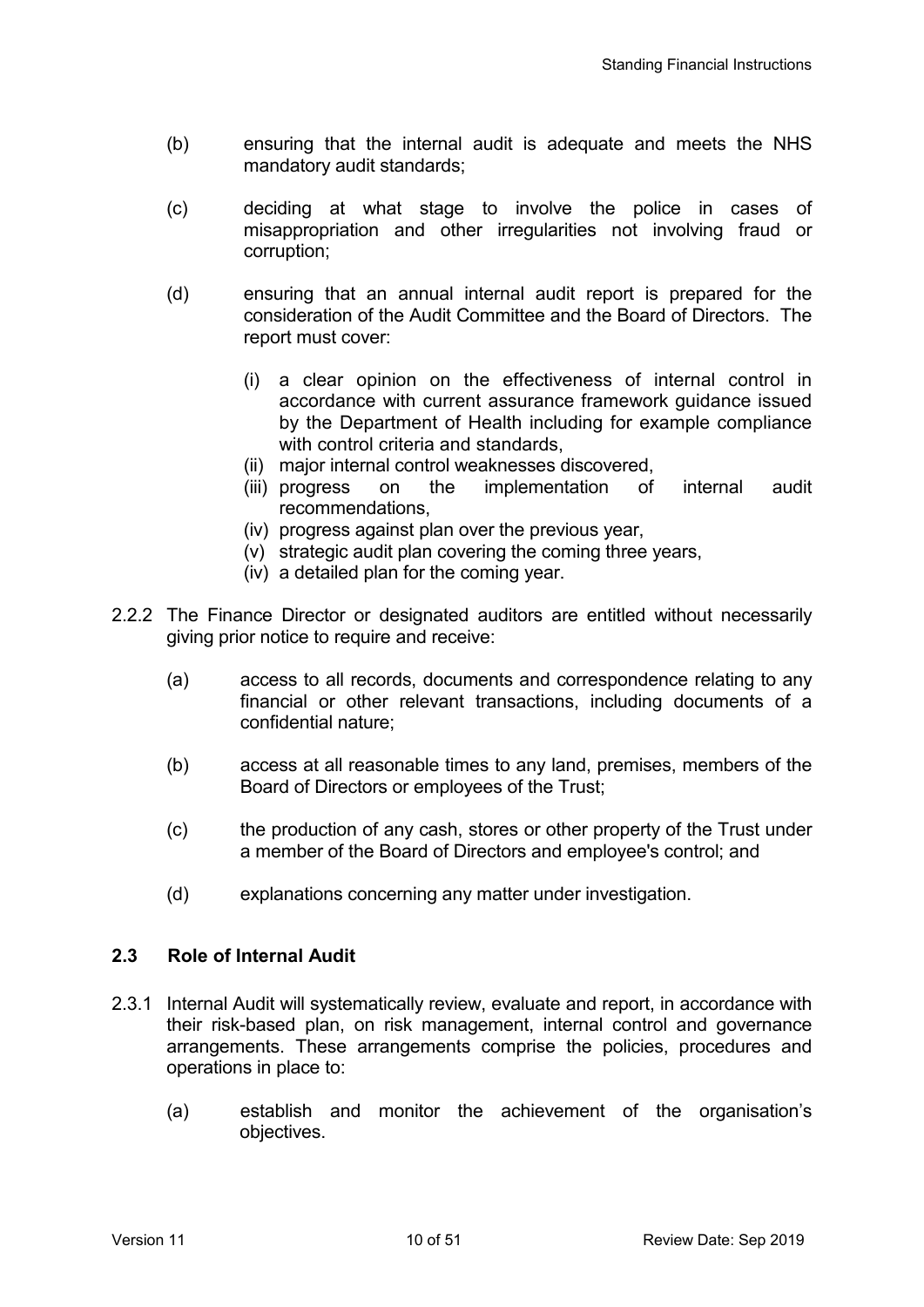(b) ensuring that the internal audit is adequate and meets the NHS mandatory audit standards;

(c) deciding at what stage to involve the police in cases of misappropriation and other irregularities not involving fraud or corruption;

(d) ensuring that an annual internal audit report is prepared for the consideration of the Audit Committee and the Board of Directors. The report must cover:

   (i) a clear opinion on the effectiveness of internal control in accordance with current assurance framework guidance issued by the Department of Health including for example compliance with control criteria and standards,
   (ii) major internal control weaknesses discovered,
   (iii) progress on the implementation of internal audit recommendations,
   (iv) progress against plan over the previous year,
   (v) strategic audit plan covering the coming three years,
   (iv) a detailed plan for the coming year.

2.2.2 The Finance Director or designated auditors are entitled without necessarily giving prior notice to require and receive:

(a) access to all records, documents and correspondence relating to any financial or other relevant transactions, including documents of a confidential nature;

(b) access at all reasonable times to any land, premises, members of the Board of Directors or employees of the Trust;

(c) the production of any cash, stores or other property of the Trust under a member of the Board of Directors and employee's control; and

(d) explanations concerning any matter under investigation.

### 2.3 Role of Internal Audit

2.3.1 Internal Audit will systematically review, evaluate and report, in accordance with their risk-based plan, on risk management, internal control and governance arrangements. These arrangements comprise the policies, procedures and operations in place to:

(a) establish and monitor the achievement of the organisation's objectives.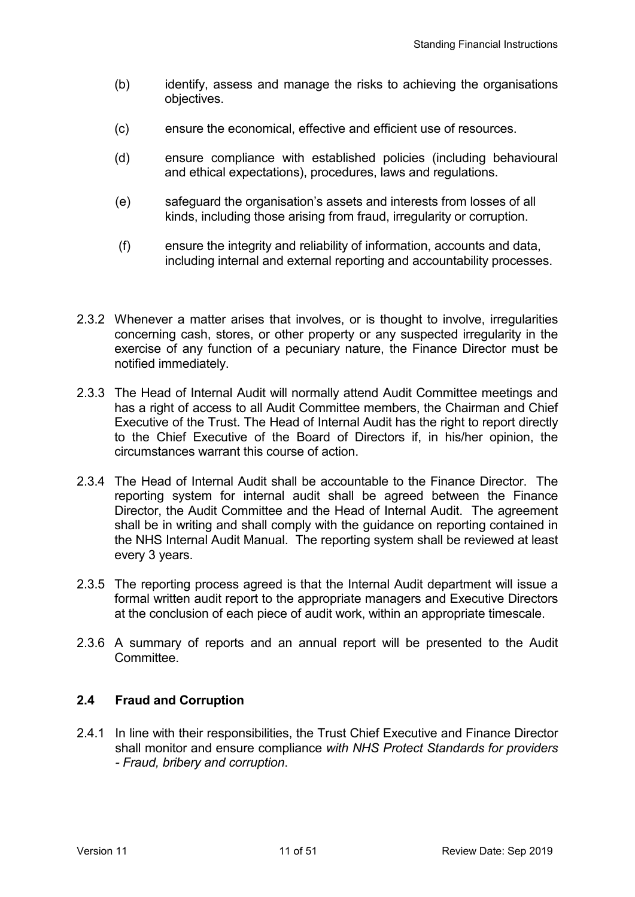(b) identify, assess and manage the risks to achieving the organisations objectives.

(c) ensure the economical, effective and efficient use of resources.

(d) ensure compliance with established policies (including behavioural and ethical expectations), procedures, laws and regulations.

(e) safeguard the organisation's assets and interests from losses of all kinds, including those arising from fraud, irregularity or corruption.

(f) ensure the integrity and reliability of information, accounts and data, including internal and external reporting and accountability processes.

2.3.2 Whenever a matter arises that involves, or is thought to involve, irregularities concerning cash, stores, or other property or any suspected irregularity in the exercise of any function of a pecuniary nature, the Finance Director must be notified immediately.

2.3.3 The Head of Internal Audit will normally attend Audit Committee meetings and has a right of access to all Audit Committee members, the Chairman and Chief Executive of the Trust. The Head of Internal Audit has the right to report directly to the Chief Executive of the Board of Directors if, in his/her opinion, the circumstances warrant this course of action.

2.3.4 The Head of Internal Audit shall be accountable to the Finance Director. The reporting system for internal audit shall be agreed between the Finance Director, the Audit Committee and the Head of Internal Audit. The agreement shall be in writing and shall comply with the guidance on reporting contained in the NHS Internal Audit Manual. The reporting system shall be reviewed at least every 3 years.

2.3.5 The reporting process agreed is that the Internal Audit department will issue a formal written audit report to the appropriate managers and Executive Directors at the conclusion of each piece of audit work, within an appropriate timescale.

2.3.6 A summary of reports and an annual report will be presented to the Audit Committee.

## 2.4 Fraud and Corruption

2.4.1 In line with their responsibilities, the Trust Chief Executive and Finance Director shall monitor and ensure compliance *with NHS Protect Standards for providers - Fraud, bribery and corruption*.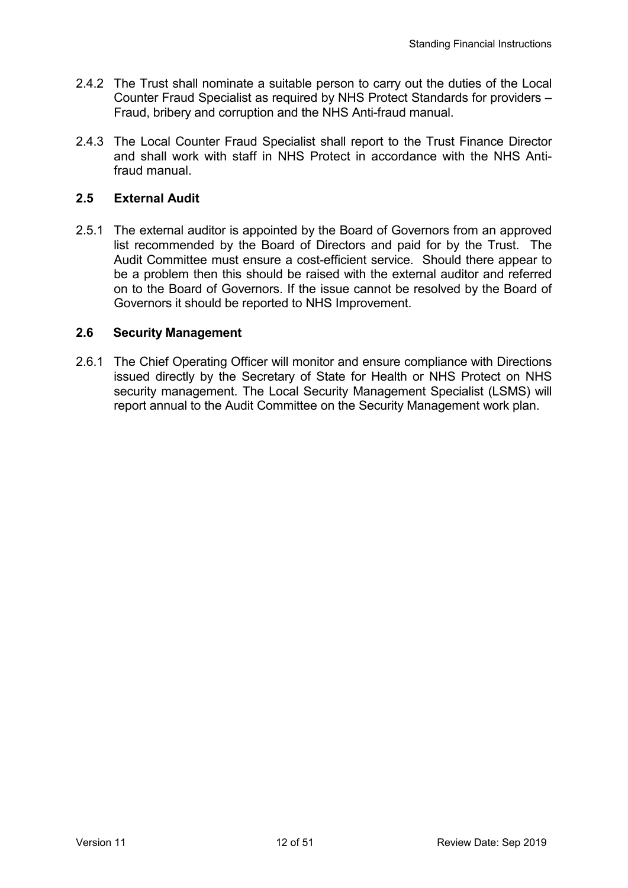2.4.2 The Trust shall nominate a suitable person to carry out the duties of the Local Counter Fraud Specialist as required by NHS Protect Standards for providers – Fraud, bribery and corruption and the NHS Anti-fraud manual.

2.4.3 The Local Counter Fraud Specialist shall report to the Trust Finance Director and shall work with staff in NHS Protect in accordance with the NHS Anti-fraud manual.

## 2.5 External Audit

2.5.1 The external auditor is appointed by the Board of Governors from an approved list recommended by the Board of Directors and paid for by the Trust. The Audit Committee must ensure a cost-efficient service. Should there appear to be a problem then this should be raised with the external auditor and referred on to the Board of Governors. If the issue cannot be resolved by the Board of Governors it should be reported to NHS Improvement.

## 2.6 Security Management

2.6.1 The Chief Operating Officer will monitor and ensure compliance with Directions issued directly by the Secretary of State for Health or NHS Protect on NHS security management. The Local Security Management Specialist (LSMS) will report annual to the Audit Committee on the Security Management work plan.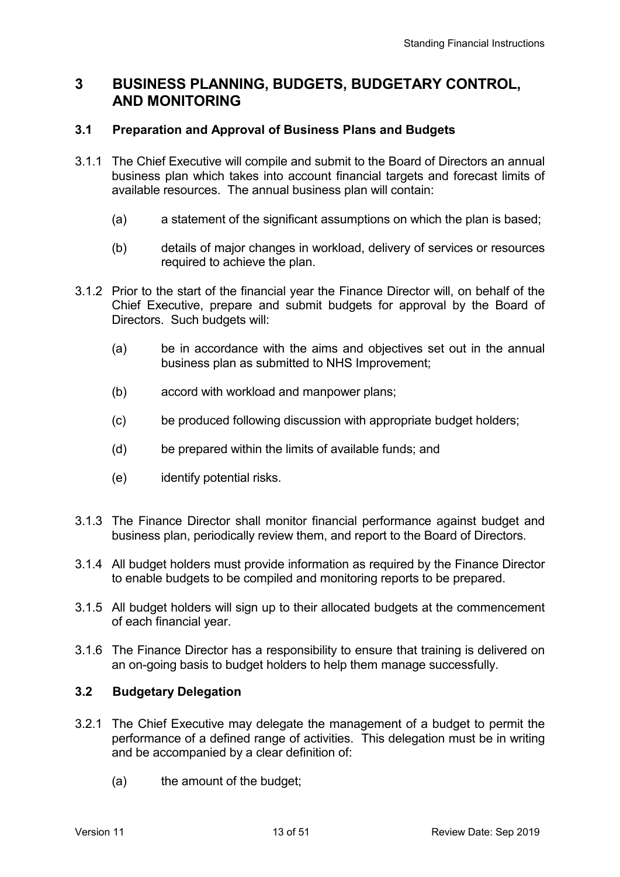# 3 BUSINESS PLANNING, BUDGETS, BUDGETARY CONTROL, AND MONITORING

## 3.1 Preparation and Approval of Business Plans and Budgets

3.1.1 The Chief Executive will compile and submit to the Board of Directors an annual business plan which takes into account financial targets and forecast limits of available resources. The annual business plan will contain:

- (a) a statement of the significant assumptions on which the plan is based;
- (b) details of major changes in workload, delivery of services or resources required to achieve the plan.

3.1.2 Prior to the start of the financial year the Finance Director will, on behalf of the Chief Executive, prepare and submit budgets for approval by the Board of Directors. Such budgets will:

- (a) be in accordance with the aims and objectives set out in the annual business plan as submitted to NHS Improvement;
- (b) accord with workload and manpower plans;
- (c) be produced following discussion with appropriate budget holders;
- (d) be prepared within the limits of available funds; and
- (e) identify potential risks.

3.1.3 The Finance Director shall monitor financial performance against budget and business plan, periodically review them, and report to the Board of Directors.

3.1.4 All budget holders must provide information as required by the Finance Director to enable budgets to be compiled and monitoring reports to be prepared.

3.1.5 All budget holders will sign up to their allocated budgets at the commencement of each financial year.

3.1.6 The Finance Director has a responsibility to ensure that training is delivered on an on-going basis to budget holders to help them manage successfully.

## 3.2 Budgetary Delegation

3.2.1 The Chief Executive may delegate the management of a budget to permit the performance of a defined range of activities. This delegation must be in writing and be accompanied by a clear definition of:

- (a) the amount of the budget;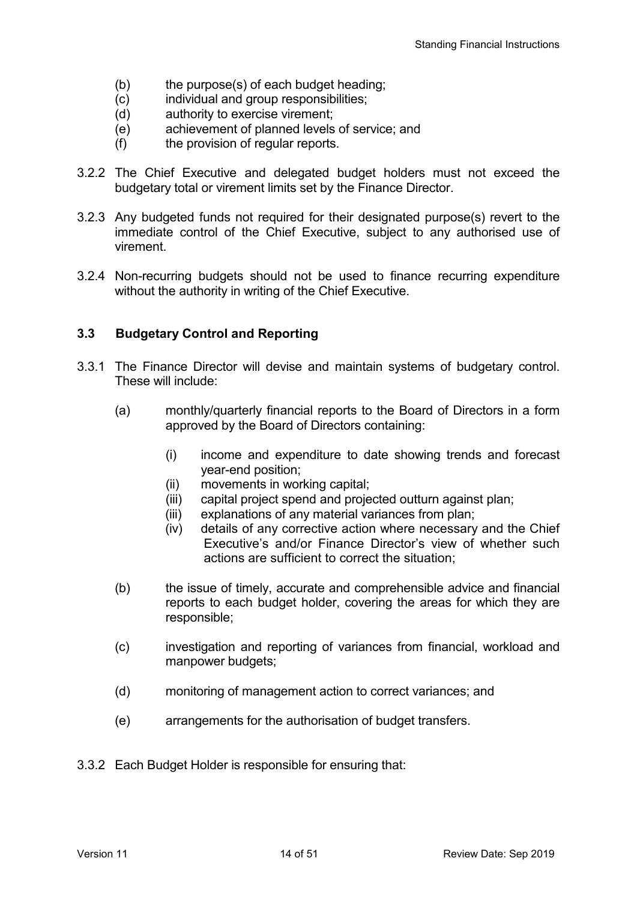(b) the purpose(s) of each budget heading;
(c) individual and group responsibilities;
(d) authority to exercise virement;
(e) achievement of planned levels of service; and
(f) the provision of regular reports.

3.2.2 The Chief Executive and delegated budget holders must not exceed the budgetary total or virement limits set by the Finance Director.

3.2.3 Any budgeted funds not required for their designated purpose(s) revert to the immediate control of the Chief Executive, subject to any authorised use of virement.

3.2.4 Non-recurring budgets should not be used to finance recurring expenditure without the authority in writing of the Chief Executive.

### 3.3 Budgetary Control and Reporting

3.3.1 The Finance Director will devise and maintain systems of budgetary control. These will include:

(a) monthly/quarterly financial reports to the Board of Directors in a form approved by the Board of Directors containing:

(i) income and expenditure to date showing trends and forecast year-end position;
(ii) movements in working capital;
(iii) capital project spend and projected outturn against plan;
(iii) explanations of any material variances from plan;
(iv) details of any corrective action where necessary and the Chief Executive's and/or Finance Director's view of whether such actions are sufficient to correct the situation;

(b) the issue of timely, accurate and comprehensible advice and financial reports to each budget holder, covering the areas for which they are responsible;

(c) investigation and reporting of variances from financial, workload and manpower budgets;

(d) monitoring of management action to correct variances; and

(e) arrangements for the authorisation of budget transfers.

3.3.2 Each Budget Holder is responsible for ensuring that: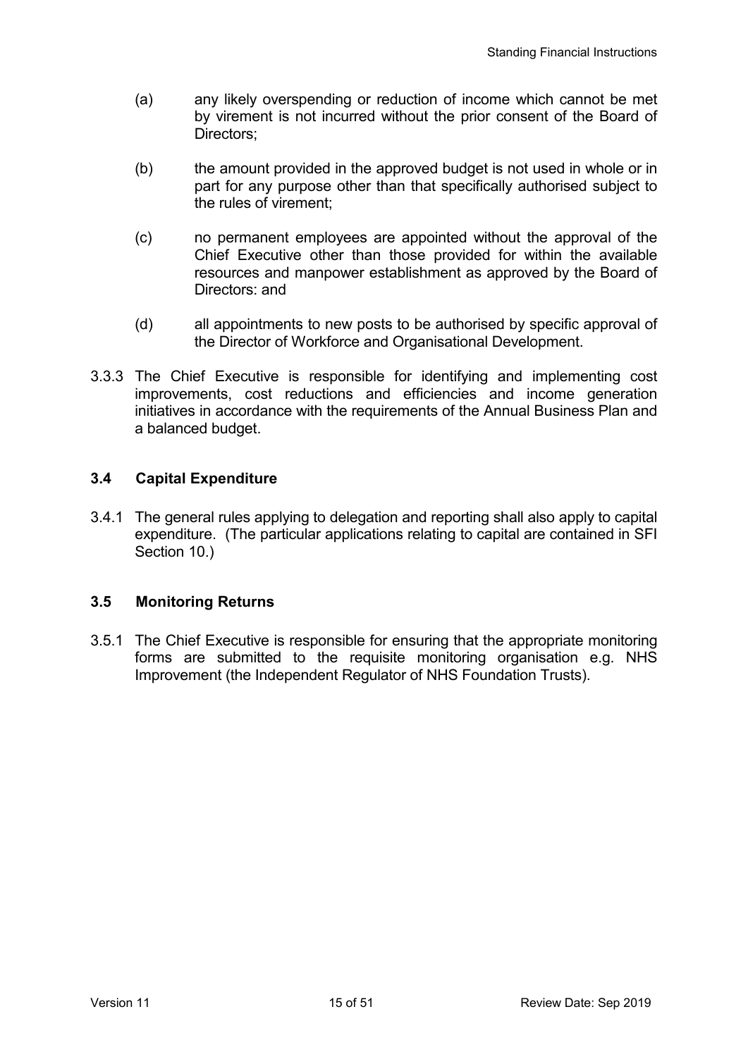(a) any likely overspending or reduction of income which cannot be met by virement is not incurred without the prior consent of the Board of Directors;

(b) the amount provided in the approved budget is not used in whole or in part for any purpose other than that specifically authorised subject to the rules of virement;

(c) no permanent employees are appointed without the approval of the Chief Executive other than those provided for within the available resources and manpower establishment as approved by the Board of Directors: and

(d) all appointments to new posts to be authorised by specific approval of the Director of Workforce and Organisational Development.

3.3.3 The Chief Executive is responsible for identifying and implementing cost improvements, cost reductions and efficiencies and income generation initiatives in accordance with the requirements of the Annual Business Plan and a balanced budget.

### 3.4 Capital Expenditure

3.4.1 The general rules applying to delegation and reporting shall also apply to capital expenditure. (The particular applications relating to capital are contained in SFI Section 10.)

### 3.5 Monitoring Returns

3.5.1 The Chief Executive is responsible for ensuring that the appropriate monitoring forms are submitted to the requisite monitoring organisation e.g. NHS Improvement (the Independent Regulator of NHS Foundation Trusts).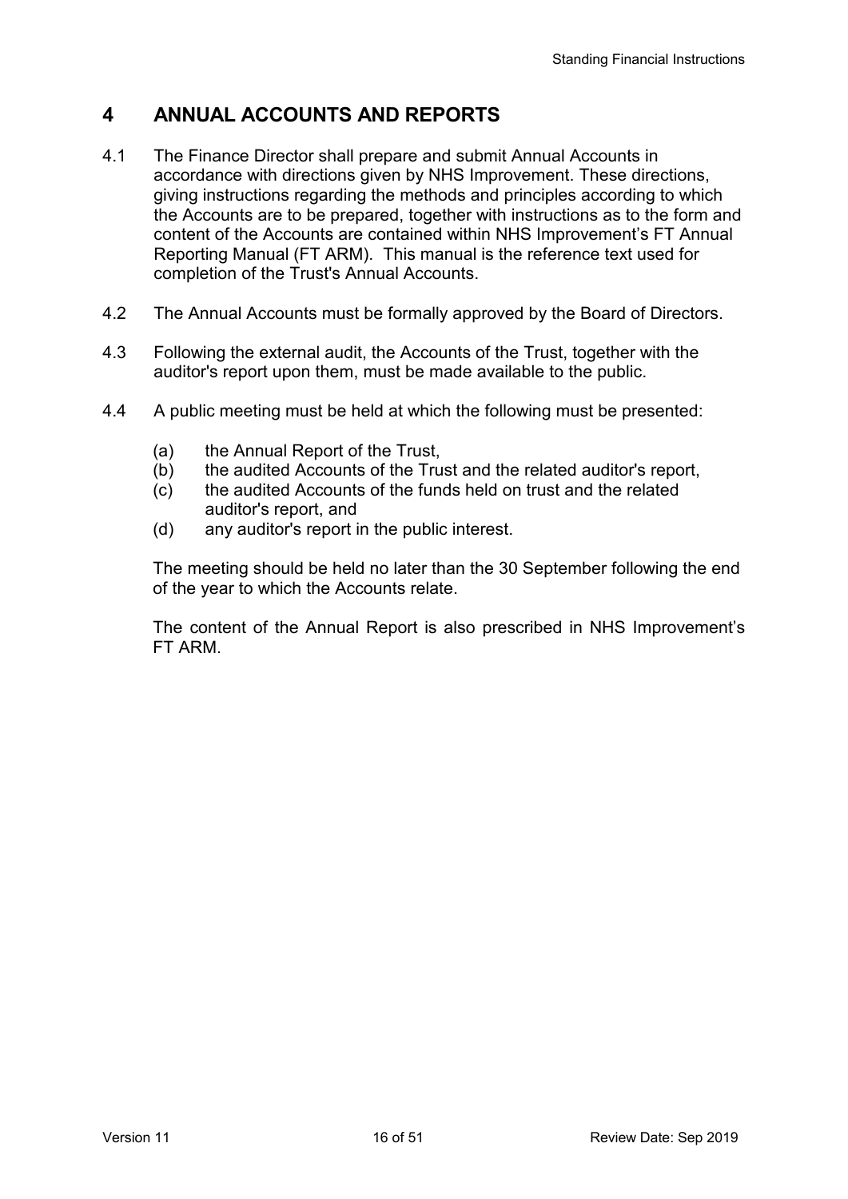## 4 ANNUAL ACCOUNTS AND REPORTS

4.1 The Finance Director shall prepare and submit Annual Accounts in accordance with directions given by NHS Improvement. These directions, giving instructions regarding the methods and principles according to which the Accounts are to be prepared, together with instructions as to the form and content of the Accounts are contained within NHS Improvement's FT Annual Reporting Manual (FT ARM). This manual is the reference text used for completion of the Trust's Annual Accounts.

4.2 The Annual Accounts must be formally approved by the Board of Directors.

4.3 Following the external audit, the Accounts of the Trust, together with the auditor's report upon them, must be made available to the public.

4.4 A public meeting must be held at which the following must be presented:

(a) the Annual Report of the Trust,
(b) the audited Accounts of the Trust and the related auditor's report,
(c) the audited Accounts of the funds held on trust and the related auditor's report, and
(d) any auditor's report in the public interest.

The meeting should be held no later than the 30 September following the end of the year to which the Accounts relate.

The content of the Annual Report is also prescribed in NHS Improvement's FT ARM.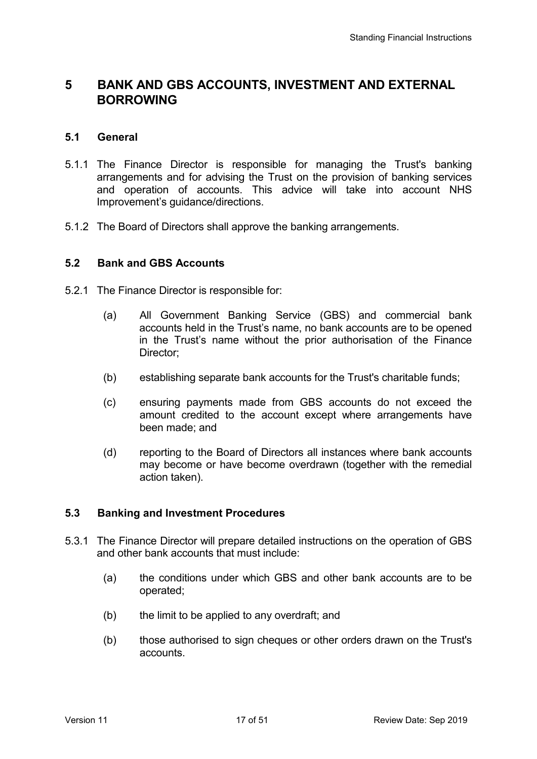# 5 BANK AND GBS ACCOUNTS, INVESTMENT AND EXTERNAL BORROWING

## 5.1 General

5.1.1 The Finance Director is responsible for managing the Trust's banking arrangements and for advising the Trust on the provision of banking services and operation of accounts. This advice will take into account NHS Improvement's guidance/directions.

5.1.2 The Board of Directors shall approve the banking arrangements.

## 5.2 Bank and GBS Accounts

5.2.1 The Finance Director is responsible for:

(a) All Government Banking Service (GBS) and commercial bank accounts held in the Trust's name, no bank accounts are to be opened in the Trust's name without the prior authorisation of the Finance Director;

(b) establishing separate bank accounts for the Trust's charitable funds;

(c) ensuring payments made from GBS accounts do not exceed the amount credited to the account except where arrangements have been made; and

(d) reporting to the Board of Directors all instances where bank accounts may become or have become overdrawn (together with the remedial action taken).

## 5.3 Banking and Investment Procedures

5.3.1 The Finance Director will prepare detailed instructions on the operation of GBS and other bank accounts that must include:

(a) the conditions under which GBS and other bank accounts are to be operated;

(b) the limit to be applied to any overdraft; and

(b) those authorised to sign cheques or other orders drawn on the Trust's accounts.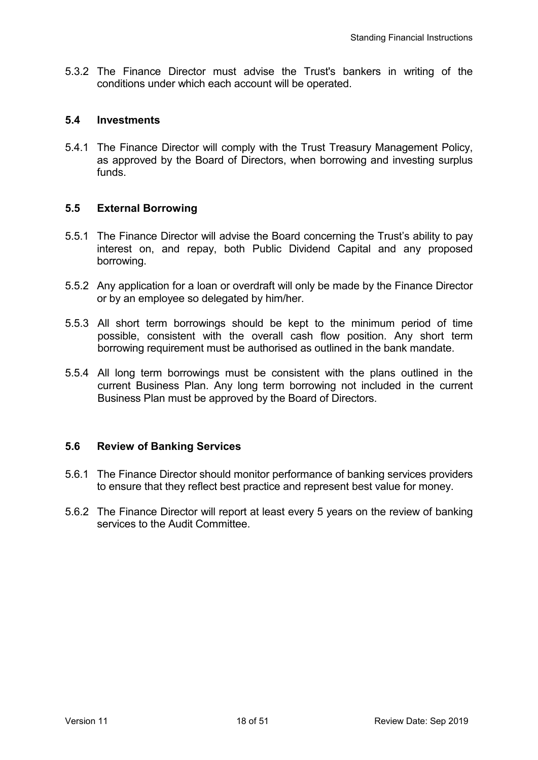5.3.2 The Finance Director must advise the Trust's bankers in writing of the conditions under which each account will be operated.

### 5.4 Investments

5.4.1 The Finance Director will comply with the Trust Treasury Management Policy, as approved by the Board of Directors, when borrowing and investing surplus funds.

### 5.5 External Borrowing

5.5.1 The Finance Director will advise the Board concerning the Trust's ability to pay interest on, and repay, both Public Dividend Capital and any proposed borrowing.

5.5.2 Any application for a loan or overdraft will only be made by the Finance Director or by an employee so delegated by him/her.

5.5.3 All short term borrowings should be kept to the minimum period of time possible, consistent with the overall cash flow position. Any short term borrowing requirement must be authorised as outlined in the bank mandate.

5.5.4 All long term borrowings must be consistent with the plans outlined in the current Business Plan. Any long term borrowing not included in the current Business Plan must be approved by the Board of Directors.

### 5.6 Review of Banking Services

5.6.1 The Finance Director should monitor performance of banking services providers to ensure that they reflect best practice and represent best value for money.

5.6.2 The Finance Director will report at least every 5 years on the review of banking services to the Audit Committee.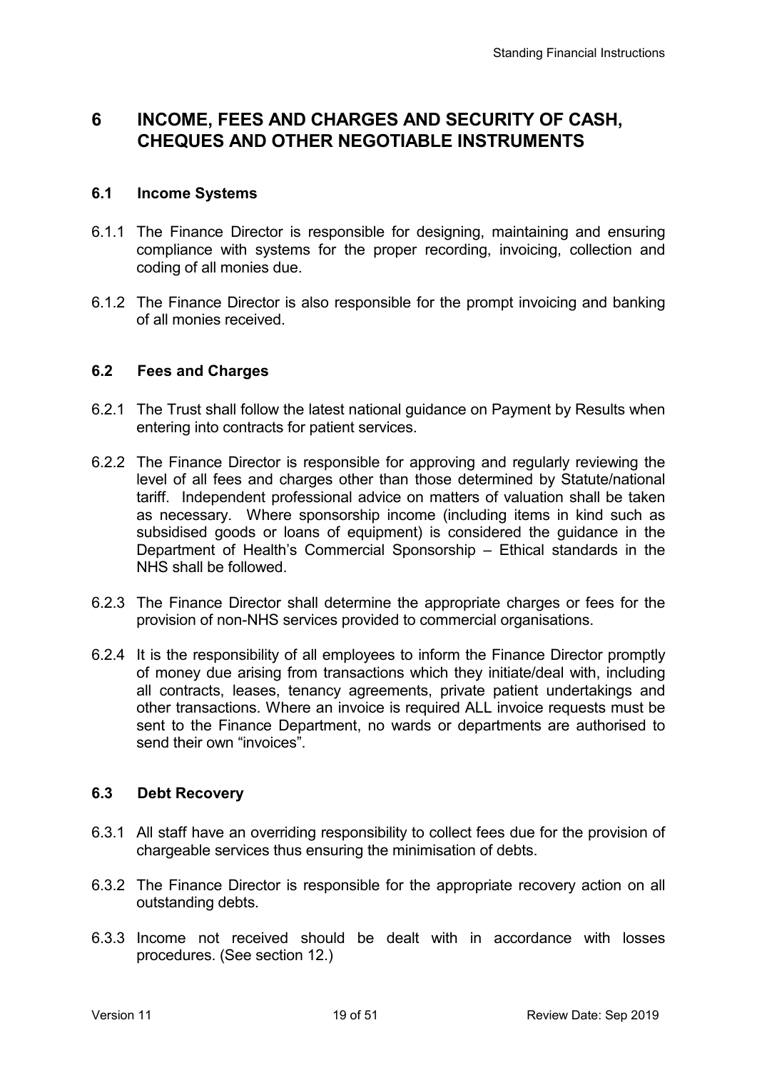# 6 INCOME, FEES AND CHARGES AND SECURITY OF CASH, CHEQUES AND OTHER NEGOTIABLE INSTRUMENTS

## 6.1 Income Systems

6.1.1 The Finance Director is responsible for designing, maintaining and ensuring compliance with systems for the proper recording, invoicing, collection and coding of all monies due.

6.1.2 The Finance Director is also responsible for the prompt invoicing and banking of all monies received.

## 6.2 Fees and Charges

6.2.1 The Trust shall follow the latest national guidance on Payment by Results when entering into contracts for patient services.

6.2.2 The Finance Director is responsible for approving and regularly reviewing the level of all fees and charges other than those determined by Statute/national tariff. Independent professional advice on matters of valuation shall be taken as necessary. Where sponsorship income (including items in kind such as subsidised goods or loans of equipment) is considered the guidance in the Department of Health's Commercial Sponsorship – Ethical standards in the NHS shall be followed.

6.2.3 The Finance Director shall determine the appropriate charges or fees for the provision of non-NHS services provided to commercial organisations.

6.2.4 It is the responsibility of all employees to inform the Finance Director promptly of money due arising from transactions which they initiate/deal with, including all contracts, leases, tenancy agreements, private patient undertakings and other transactions. Where an invoice is required ALL invoice requests must be sent to the Finance Department, no wards or departments are authorised to send their own "invoices".

## 6.3 Debt Recovery

6.3.1 All staff have an overriding responsibility to collect fees due for the provision of chargeable services thus ensuring the minimisation of debts.

6.3.2 The Finance Director is responsible for the appropriate recovery action on all outstanding debts.

6.3.3 Income not received should be dealt with in accordance with losses procedures. (See section 12.)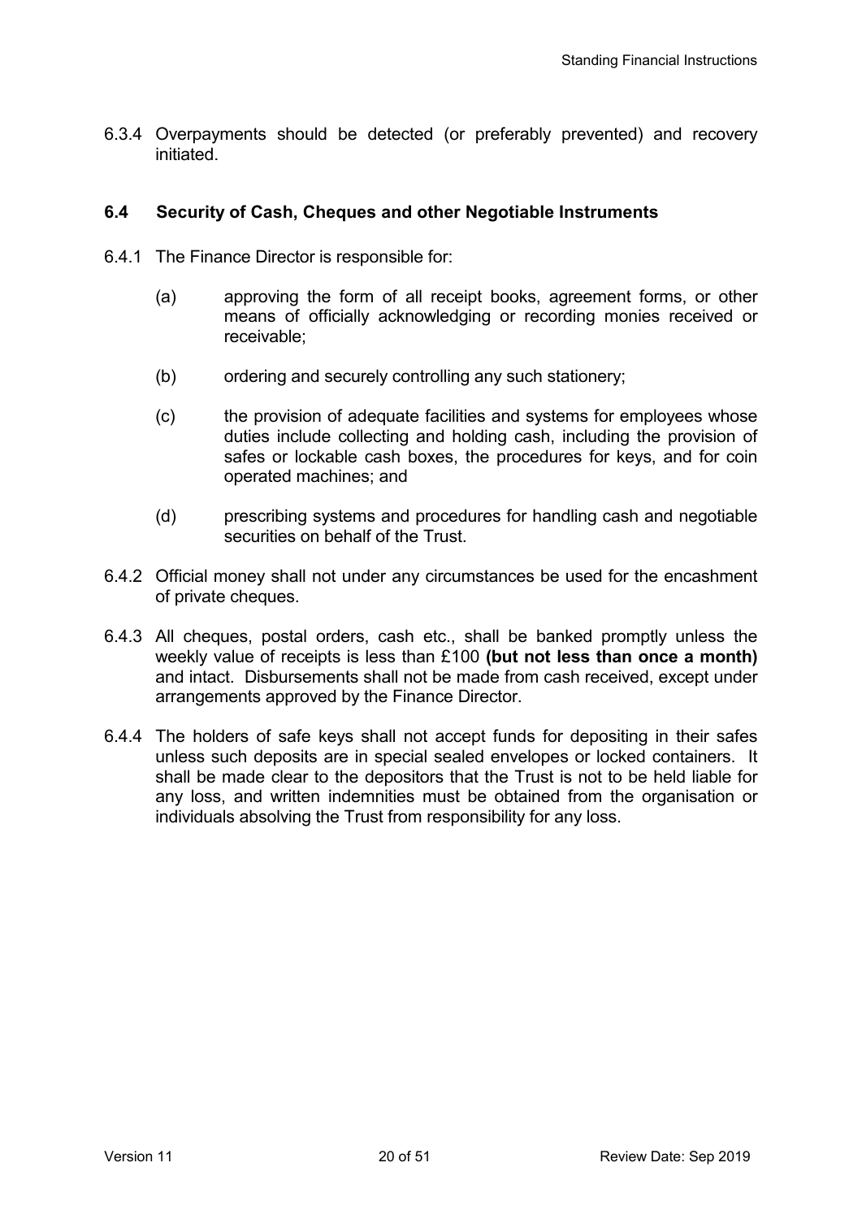6.3.4 Overpayments should be detected (or preferably prevented) and recovery initiated.

### 6.4 Security of Cash, Cheques and other Negotiable Instruments

6.4.1 The Finance Director is responsible for:

(a) approving the form of all receipt books, agreement forms, or other means of officially acknowledging or recording monies received or receivable;

(b) ordering and securely controlling any such stationery;

(c) the provision of adequate facilities and systems for employees whose duties include collecting and holding cash, including the provision of safes or lockable cash boxes, the procedures for keys, and for coin operated machines; and

(d) prescribing systems and procedures for handling cash and negotiable securities on behalf of the Trust.

6.4.2 Official money shall not under any circumstances be used for the encashment of private cheques.

6.4.3 All cheques, postal orders, cash etc., shall be banked promptly unless the weekly value of receipts is less than £100 **(but not less than once a month)** and intact. Disbursements shall not be made from cash received, except under arrangements approved by the Finance Director.

6.4.4 The holders of safe keys shall not accept funds for depositing in their safes unless such deposits are in special sealed envelopes or locked containers. It shall be made clear to the depositors that the Trust is not to be held liable for any loss, and written indemnities must be obtained from the organisation or individuals absolving the Trust from responsibility for any loss.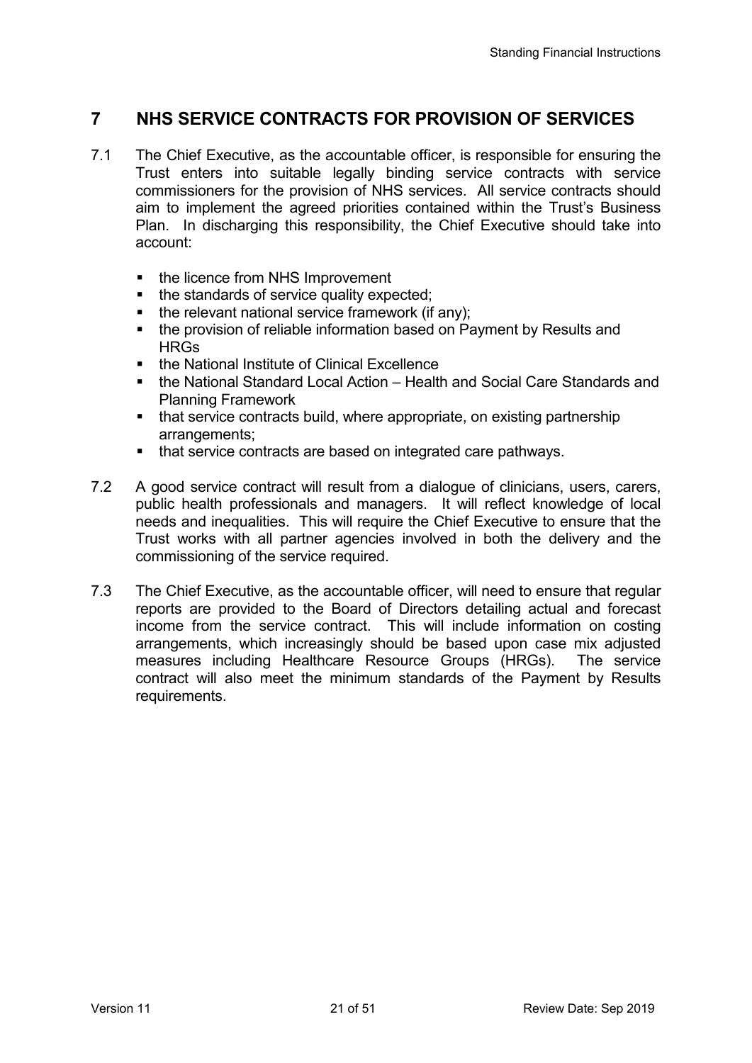## 7 NHS SERVICE CONTRACTS FOR PROVISION OF SERVICES

7.1 The Chief Executive, as the accountable officer, is responsible for ensuring the Trust enters into suitable legally binding service contracts with service commissioners for the provision of NHS services. All service contracts should aim to implement the agreed priorities contained within the Trust's Business Plan. In discharging this responsibility, the Chief Executive should take into account:

- the licence from NHS Improvement
- the standards of service quality expected;
- the relevant national service framework (if any);
- the provision of reliable information based on Payment by Results and HRGs
- the National Institute of Clinical Excellence
- the National Standard Local Action – Health and Social Care Standards and Planning Framework
- that service contracts build, where appropriate, on existing partnership arrangements;
- that service contracts are based on integrated care pathways.

7.2 A good service contract will result from a dialogue of clinicians, users, carers, public health professionals and managers. It will reflect knowledge of local needs and inequalities. This will require the Chief Executive to ensure that the Trust works with all partner agencies involved in both the delivery and the commissioning of the service required.

7.3 The Chief Executive, as the accountable officer, will need to ensure that regular reports are provided to the Board of Directors detailing actual and forecast income from the service contract. This will include information on costing arrangements, which increasingly should be based upon case mix adjusted measures including Healthcare Resource Groups (HRGs). The service contract will also meet the minimum standards of the Payment by Results requirements.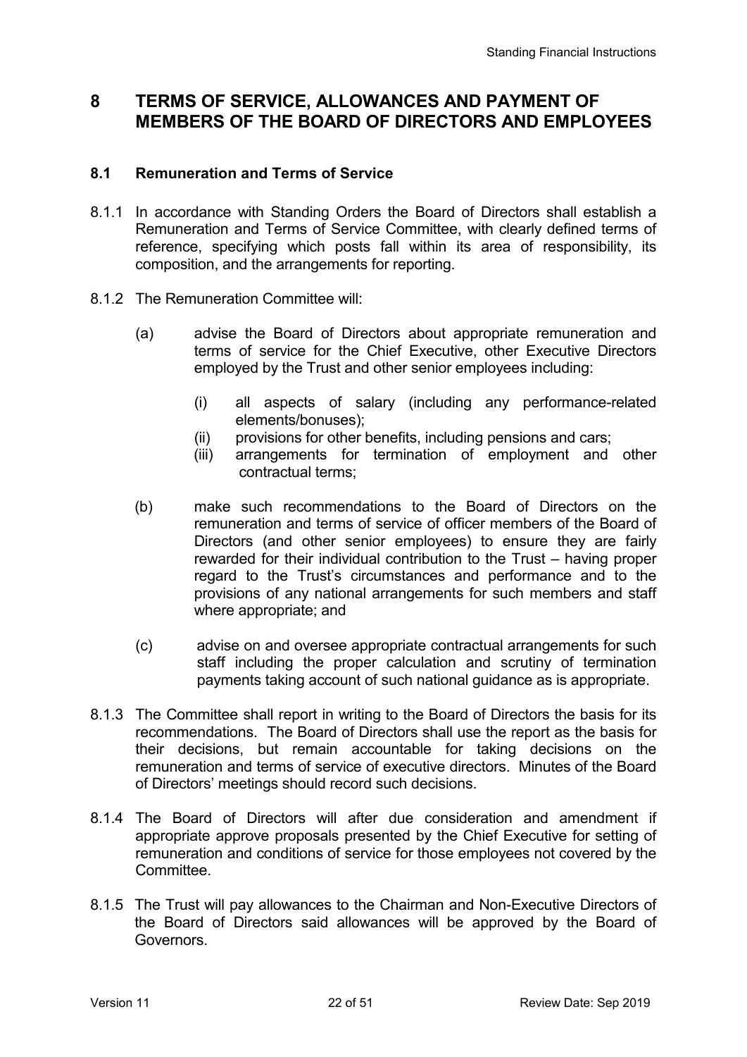# 8 TERMS OF SERVICE, ALLOWANCES AND PAYMENT OF MEMBERS OF THE BOARD OF DIRECTORS AND EMPLOYEES

## 8.1 Remuneration and Terms of Service

8.1.1 In accordance with Standing Orders the Board of Directors shall establish a Remuneration and Terms of Service Committee, with clearly defined terms of reference, specifying which posts fall within its area of responsibility, its composition, and the arrangements for reporting.

8.1.2 The Remuneration Committee will:

(a) advise the Board of Directors about appropriate remuneration and terms of service for the Chief Executive, other Executive Directors employed by the Trust and other senior employees including:

- (i) all aspects of salary (including any performance-related elements/bonuses);
- (ii) provisions for other benefits, including pensions and cars;
- (iii) arrangements for termination of employment and other contractual terms;

(b) make such recommendations to the Board of Directors on the remuneration and terms of service of officer members of the Board of Directors (and other senior employees) to ensure they are fairly rewarded for their individual contribution to the Trust – having proper regard to the Trust's circumstances and performance and to the provisions of any national arrangements for such members and staff where appropriate; and

(c) advise on and oversee appropriate contractual arrangements for such staff including the proper calculation and scrutiny of termination payments taking account of such national guidance as is appropriate.

8.1.3 The Committee shall report in writing to the Board of Directors the basis for its recommendations. The Board of Directors shall use the report as the basis for their decisions, but remain accountable for taking decisions on the remuneration and terms of service of executive directors. Minutes of the Board of Directors' meetings should record such decisions.

8.1.4 The Board of Directors will after due consideration and amendment if appropriate approve proposals presented by the Chief Executive for setting of remuneration and conditions of service for those employees not covered by the Committee.

8.1.5 The Trust will pay allowances to the Chairman and Non-Executive Directors of the Board of Directors said allowances will be approved by the Board of Governors.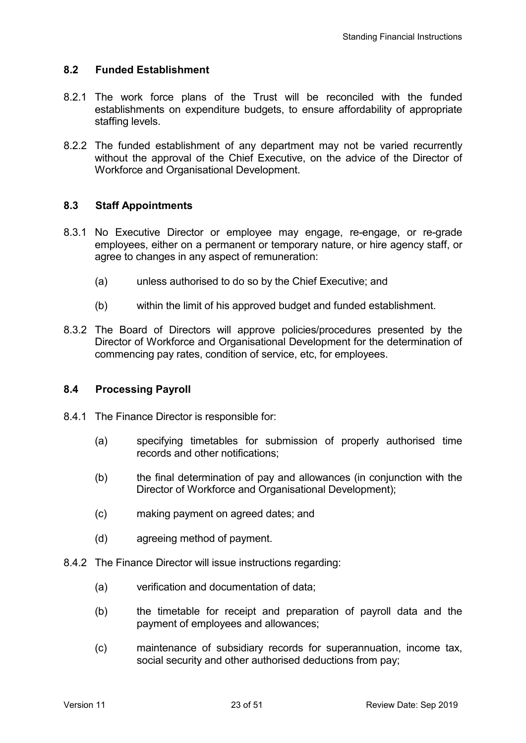### 8.2 Funded Establishment

8.2.1 The work force plans of the Trust will be reconciled with the funded establishments on expenditure budgets, to ensure affordability of appropriate staffing levels.

8.2.2 The funded establishment of any department may not be varied recurrently without the approval of the Chief Executive, on the advice of the Director of Workforce and Organisational Development.

### 8.3 Staff Appointments

8.3.1 No Executive Director or employee may engage, re-engage, or re-grade employees, either on a permanent or temporary nature, or hire agency staff, or agree to changes in any aspect of remuneration:

(a) unless authorised to do so by the Chief Executive; and

(b) within the limit of his approved budget and funded establishment.

8.3.2 The Board of Directors will approve policies/procedures presented by the Director of Workforce and Organisational Development for the determination of commencing pay rates, condition of service, etc, for employees.

### 8.4 Processing Payroll

8.4.1 The Finance Director is responsible for:

(a) specifying timetables for submission of properly authorised time records and other notifications;

(b) the final determination of pay and allowances (in conjunction with the Director of Workforce and Organisational Development);

(c) making payment on agreed dates; and

(d) agreeing method of payment.

8.4.2 The Finance Director will issue instructions regarding:

(a) verification and documentation of data;

(b) the timetable for receipt and preparation of payroll data and the payment of employees and allowances;

(c) maintenance of subsidiary records for superannuation, income tax, social security and other authorised deductions from pay;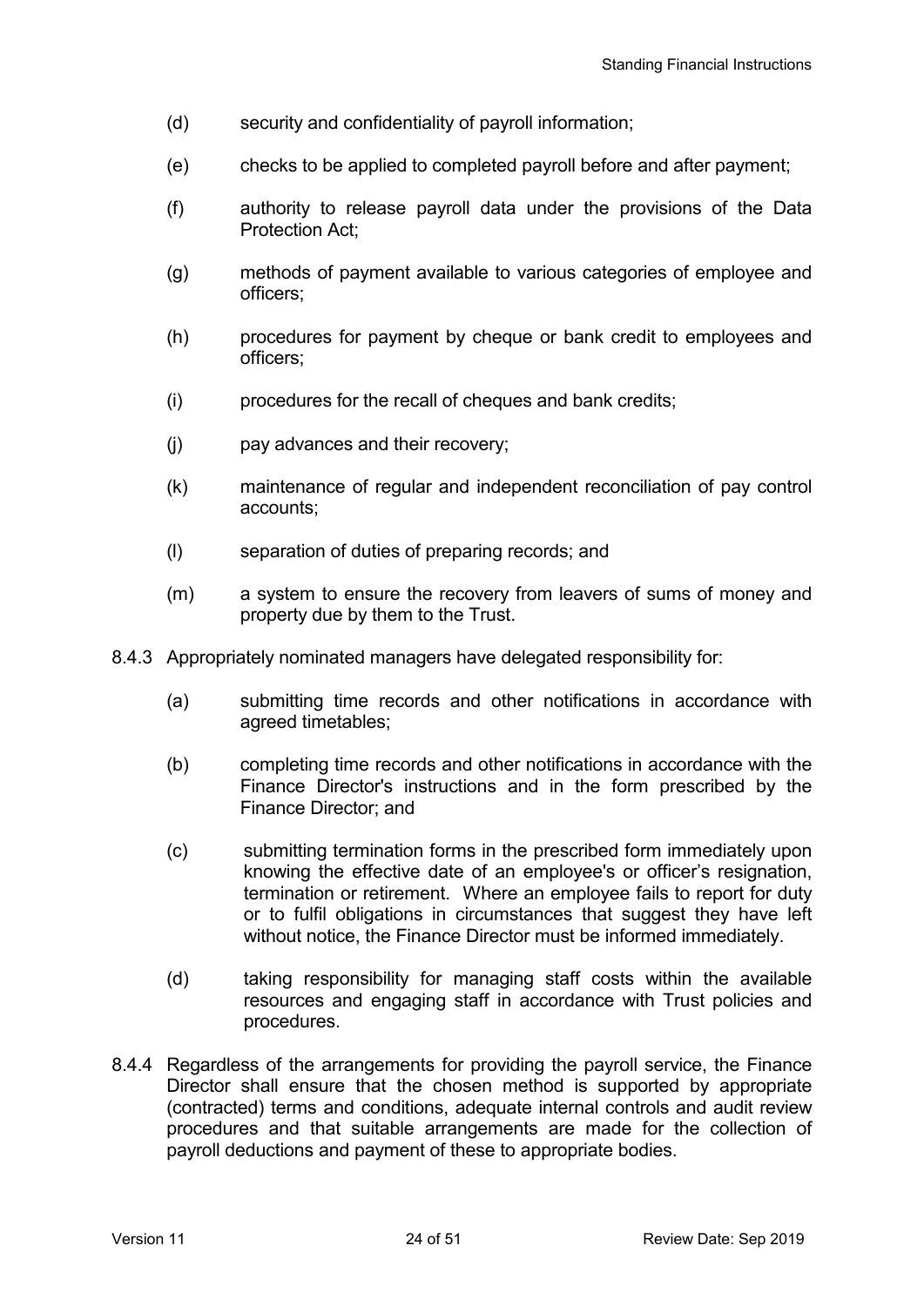(d) security and confidentiality of payroll information;

(e) checks to be applied to completed payroll before and after payment;

(f) authority to release payroll data under the provisions of the Data Protection Act;

(g) methods of payment available to various categories of employee and officers;

(h) procedures for payment by cheque or bank credit to employees and officers;

(i) procedures for the recall of cheques and bank credits;

(j) pay advances and their recovery;

(k) maintenance of regular and independent reconciliation of pay control accounts;

(l) separation of duties of preparing records; and

(m) a system to ensure the recovery from leavers of sums of money and property due by them to the Trust.

8.4.3 Appropriately nominated managers have delegated responsibility for:

(a) submitting time records and other notifications in accordance with agreed timetables;

(b) completing time records and other notifications in accordance with the Finance Director's instructions and in the form prescribed by the Finance Director; and

(c) submitting termination forms in the prescribed form immediately upon knowing the effective date of an employee's or officer's resignation, termination or retirement. Where an employee fails to report for duty or to fulfil obligations in circumstances that suggest they have left without notice, the Finance Director must be informed immediately.

(d) taking responsibility for managing staff costs within the available resources and engaging staff in accordance with Trust policies and procedures.

8.4.4 Regardless of the arrangements for providing the payroll service, the Finance Director shall ensure that the chosen method is supported by appropriate (contracted) terms and conditions, adequate internal controls and audit review procedures and that suitable arrangements are made for the collection of payroll deductions and payment of these to appropriate bodies.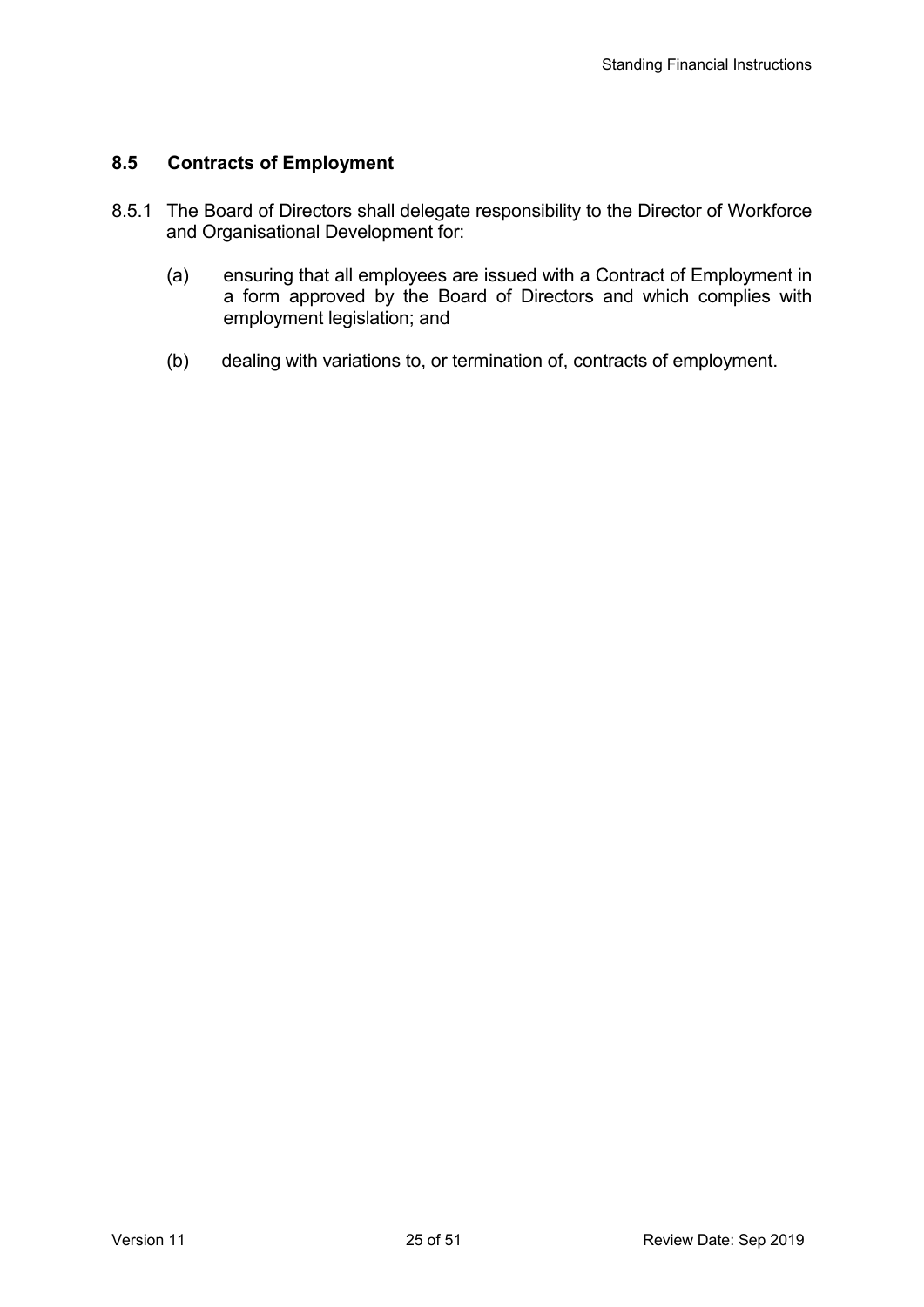## 8.5 Contracts of Employment

8.5.1 The Board of Directors shall delegate responsibility to the Director of Workforce and Organisational Development for:

(a) ensuring that all employees are issued with a Contract of Employment in a form approved by the Board of Directors and which complies with employment legislation; and

(b) dealing with variations to, or termination of, contracts of employment.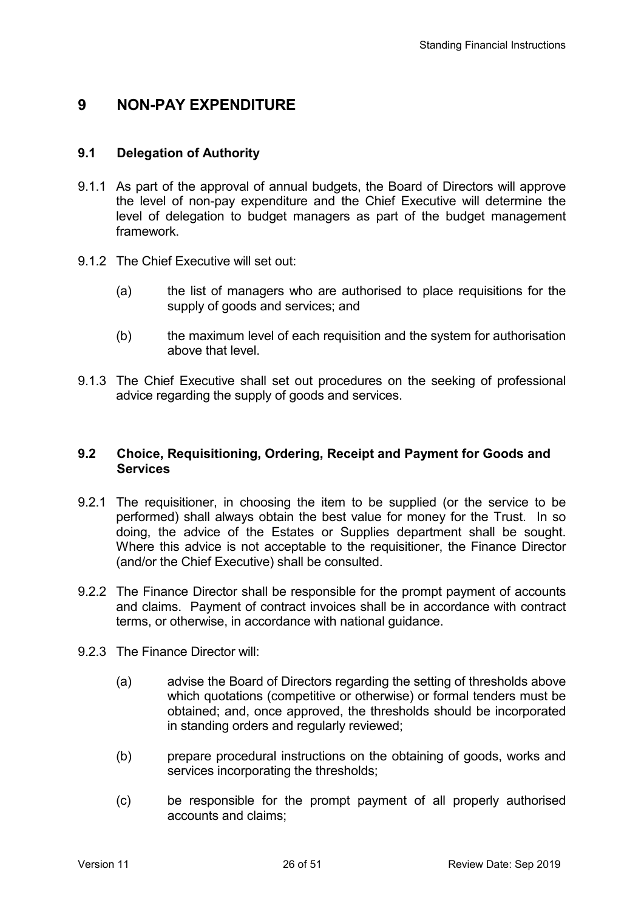# 9 NON-PAY EXPENDITURE

## 9.1 Delegation of Authority

9.1.1 As part of the approval of annual budgets, the Board of Directors will approve the level of non-pay expenditure and the Chief Executive will determine the level of delegation to budget managers as part of the budget management framework.

9.1.2 The Chief Executive will set out:

- (a) the list of managers who are authorised to place requisitions for the supply of goods and services; and
- (b) the maximum level of each requisition and the system for authorisation above that level.

9.1.3 The Chief Executive shall set out procedures on the seeking of professional advice regarding the supply of goods and services.

## 9.2 Choice, Requisitioning, Ordering, Receipt and Payment for Goods and Services

9.2.1 The requisitioner, in choosing the item to be supplied (or the service to be performed) shall always obtain the best value for money for the Trust. In so doing, the advice of the Estates or Supplies department shall be sought. Where this advice is not acceptable to the requisitioner, the Finance Director (and/or the Chief Executive) shall be consulted.

9.2.2 The Finance Director shall be responsible for the prompt payment of accounts and claims. Payment of contract invoices shall be in accordance with contract terms, or otherwise, in accordance with national guidance.

9.2.3 The Finance Director will:

- (a) advise the Board of Directors regarding the setting of thresholds above which quotations (competitive or otherwise) or formal tenders must be obtained; and, once approved, the thresholds should be incorporated in standing orders and regularly reviewed;
- (b) prepare procedural instructions on the obtaining of goods, works and services incorporating the thresholds;
- (c) be responsible for the prompt payment of all properly authorised accounts and claims;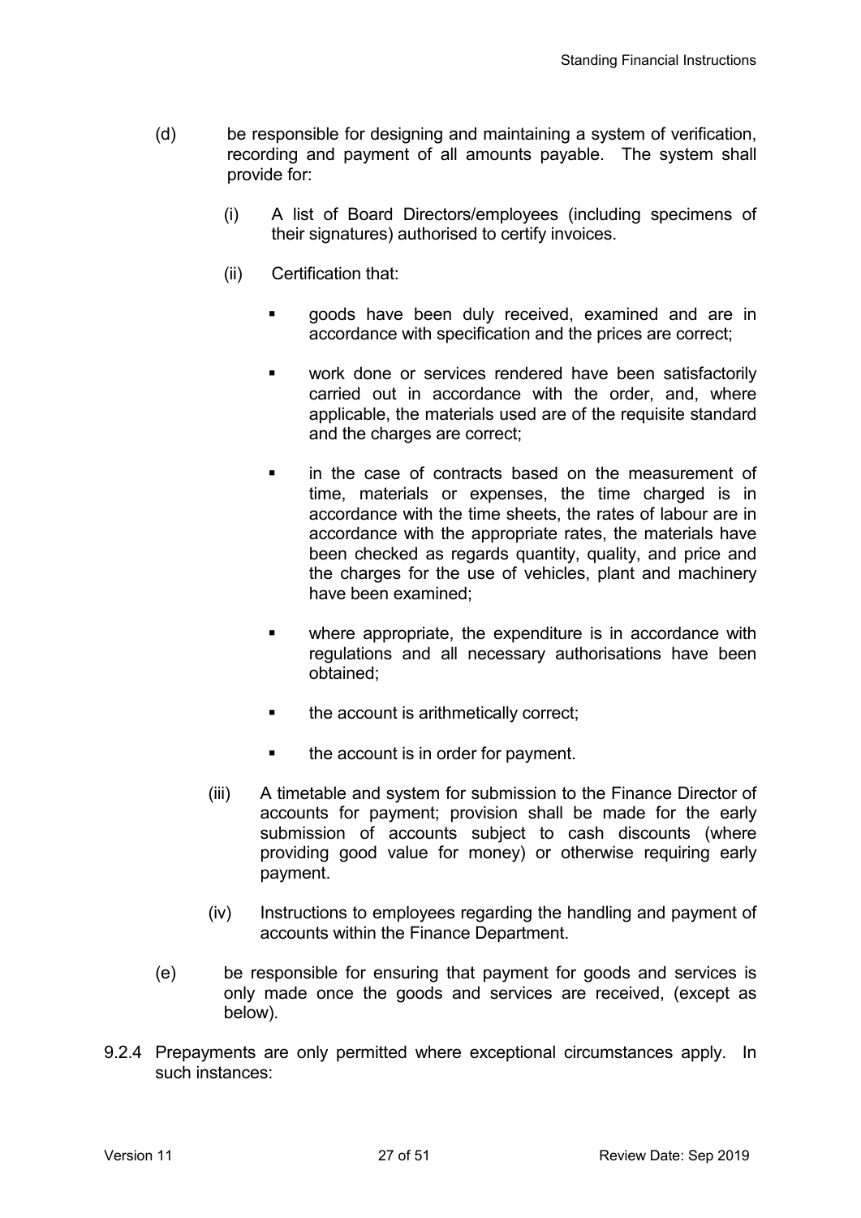(d) be responsible for designing and maintaining a system of verification, recording and payment of all amounts payable. The system shall provide for:

   (i) A list of Board Directors/employees (including specimens of their signatures) authorised to certify invoices.

   (ii) Certification that:

   - goods have been duly received, examined and are in accordance with specification and the prices are correct;
   - work done or services rendered have been satisfactorily carried out in accordance with the order, and, where applicable, the materials used are of the requisite standard and the charges are correct;
   - in the case of contracts based on the measurement of time, materials or expenses, the time charged is in accordance with the time sheets, the rates of labour are in accordance with the appropriate rates, the materials have been checked as regards quantity, quality, and price and the charges for the use of vehicles, plant and machinery have been examined;
   - where appropriate, the expenditure is in accordance with regulations and all necessary authorisations have been obtained;
   - the account is arithmetically correct;
   - the account is in order for payment.

   (iii) A timetable and system for submission to the Finance Director of accounts for payment; provision shall be made for the early submission of accounts subject to cash discounts (where providing good value for money) or otherwise requiring early payment.

   (iv) Instructions to employees regarding the handling and payment of accounts within the Finance Department.

(e) be responsible for ensuring that payment for goods and services is only made once the goods and services are received, (except as below).

9.2.4 Prepayments are only permitted where exceptional circumstances apply. In such instances: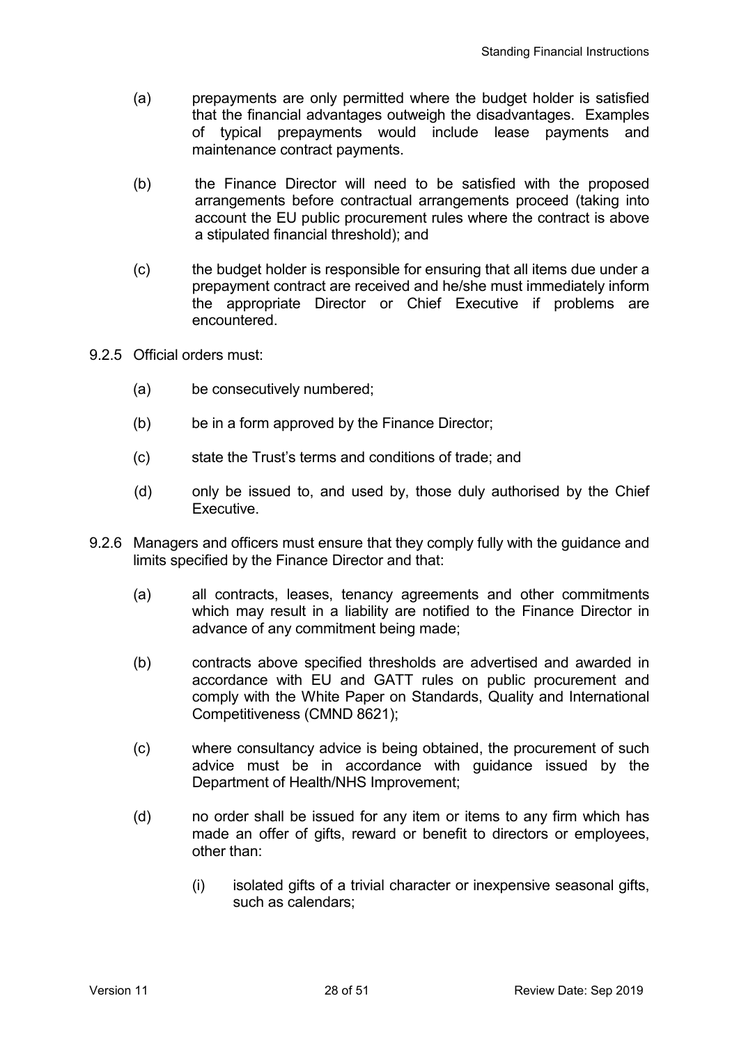(a) prepayments are only permitted where the budget holder is satisfied that the financial advantages outweigh the disadvantages. Examples of typical prepayments would include lease payments and maintenance contract payments.

(b) the Finance Director will need to be satisfied with the proposed arrangements before contractual arrangements proceed (taking into account the EU public procurement rules where the contract is above a stipulated financial threshold); and

(c) the budget holder is responsible for ensuring that all items due under a prepayment contract are received and he/she must immediately inform the appropriate Director or Chief Executive if problems are encountered.

9.2.5 Official orders must:

(a) be consecutively numbered;

(b) be in a form approved by the Finance Director;

(c) state the Trust's terms and conditions of trade; and

(d) only be issued to, and used by, those duly authorised by the Chief Executive.

9.2.6 Managers and officers must ensure that they comply fully with the guidance and limits specified by the Finance Director and that:

(a) all contracts, leases, tenancy agreements and other commitments which may result in a liability are notified to the Finance Director in advance of any commitment being made;

(b) contracts above specified thresholds are advertised and awarded in accordance with EU and GATT rules on public procurement and comply with the White Paper on Standards, Quality and International Competitiveness (CMND 8621);

(c) where consultancy advice is being obtained, the procurement of such advice must be in accordance with guidance issued by the Department of Health/NHS Improvement;

(d) no order shall be issued for any item or items to any firm which has made an offer of gifts, reward or benefit to directors or employees, other than:

    (i) isolated gifts of a trivial character or inexpensive seasonal gifts, such as calendars;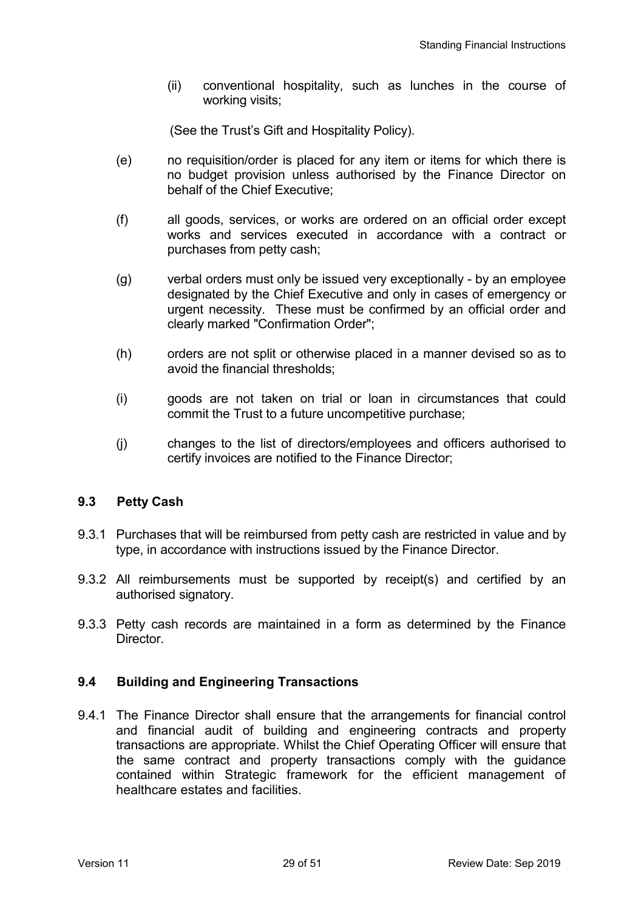(ii) conventional hospitality, such as lunches in the course of working visits;

(See the Trust's Gift and Hospitality Policy).

(e) no requisition/order is placed for any item or items for which there is no budget provision unless authorised by the Finance Director on behalf of the Chief Executive;

(f) all goods, services, or works are ordered on an official order except works and services executed in accordance with a contract or purchases from petty cash;

(g) verbal orders must only be issued very exceptionally - by an employee designated by the Chief Executive and only in cases of emergency or urgent necessity. These must be confirmed by an official order and clearly marked "Confirmation Order";

(h) orders are not split or otherwise placed in a manner devised so as to avoid the financial thresholds;

(i) goods are not taken on trial or loan in circumstances that could commit the Trust to a future uncompetitive purchase;

(j) changes to the list of directors/employees and officers authorised to certify invoices are notified to the Finance Director;

### 9.3 Petty Cash

9.3.1 Purchases that will be reimbursed from petty cash are restricted in value and by type, in accordance with instructions issued by the Finance Director.

9.3.2 All reimbursements must be supported by receipt(s) and certified by an authorised signatory.

9.3.3 Petty cash records are maintained in a form as determined by the Finance Director.

### 9.4 Building and Engineering Transactions

9.4.1 The Finance Director shall ensure that the arrangements for financial control and financial audit of building and engineering contracts and property transactions are appropriate. Whilst the Chief Operating Officer will ensure that the same contract and property transactions comply with the guidance contained within Strategic framework for the efficient management of healthcare estates and facilities.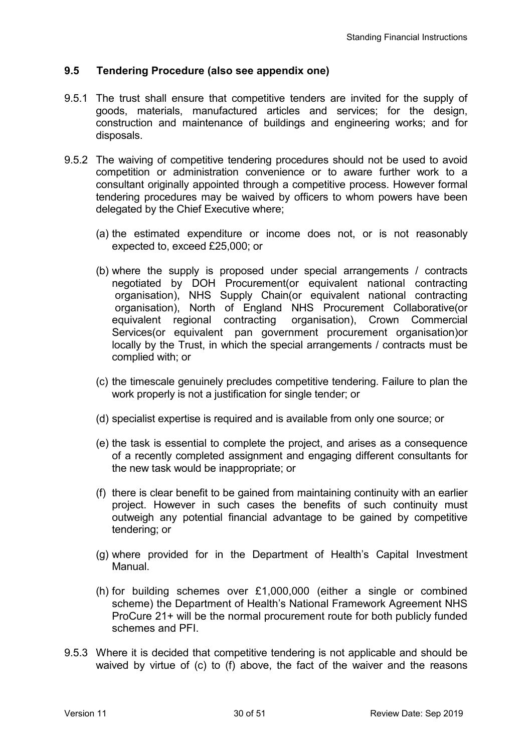## 9.5 Tendering Procedure (also see appendix one)

9.5.1 The trust shall ensure that competitive tenders are invited for the supply of goods, materials, manufactured articles and services; for the design, construction and maintenance of buildings and engineering works; and for disposals.

9.5.2 The waiving of competitive tendering procedures should not be used to avoid competition or administration convenience or to aware further work to a consultant originally appointed through a competitive process. However formal tendering procedures may be waived by officers to whom powers have been delegated by the Chief Executive where;

(a) the estimated expenditure or income does not, or is not reasonably expected to, exceed £25,000; or

(b) where the supply is proposed under special arrangements / contracts negotiated by DOH Procurement(or equivalent national contracting organisation), NHS Supply Chain(or equivalent national contracting organisation), North of England NHS Procurement Collaborative(or equivalent regional contracting organisation), Crown Commercial Services(or equivalent pan government procurement organisation)or locally by the Trust, in which the special arrangements / contracts must be complied with; or

(c) the timescale genuinely precludes competitive tendering. Failure to plan the work properly is not a justification for single tender; or

(d) specialist expertise is required and is available from only one source; or

(e) the task is essential to complete the project, and arises as a consequence of a recently completed assignment and engaging different consultants for the new task would be inappropriate; or

(f) there is clear benefit to be gained from maintaining continuity with an earlier project. However in such cases the benefits of such continuity must outweigh any potential financial advantage to be gained by competitive tendering; or

(g) where provided for in the Department of Health's Capital Investment Manual.

(h) for building schemes over £1,000,000 (either a single or combined scheme) the Department of Health's National Framework Agreement NHS ProCure 21+ will be the normal procurement route for both publicly funded schemes and PFI.

9.5.3 Where it is decided that competitive tendering is not applicable and should be waived by virtue of (c) to (f) above, the fact of the waiver and the reasons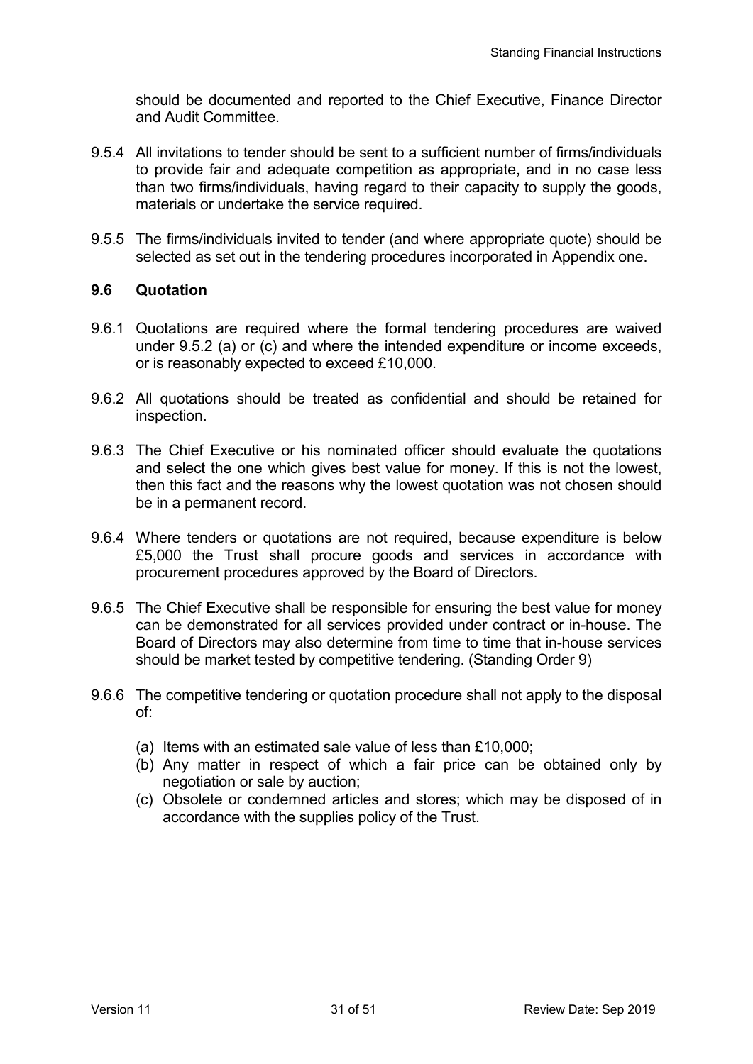should be documented and reported to the Chief Executive, Finance Director and Audit Committee.

9.5.4 All invitations to tender should be sent to a sufficient number of firms/individuals to provide fair and adequate competition as appropriate, and in no case less than two firms/individuals, having regard to their capacity to supply the goods, materials or undertake the service required.

9.5.5 The firms/individuals invited to tender (and where appropriate quote) should be selected as set out in the tendering procedures incorporated in Appendix one.

### 9.6 Quotation

9.6.1 Quotations are required where the formal tendering procedures are waived under 9.5.2 (a) or (c) and where the intended expenditure or income exceeds, or is reasonably expected to exceed £10,000.

9.6.2 All quotations should be treated as confidential and should be retained for inspection.

9.6.3 The Chief Executive or his nominated officer should evaluate the quotations and select the one which gives best value for money. If this is not the lowest, then this fact and the reasons why the lowest quotation was not chosen should be in a permanent record.

9.6.4 Where tenders or quotations are not required, because expenditure is below £5,000 the Trust shall procure goods and services in accordance with procurement procedures approved by the Board of Directors.

9.6.5 The Chief Executive shall be responsible for ensuring the best value for money can be demonstrated for all services provided under contract or in-house. The Board of Directors may also determine from time to time that in-house services should be market tested by competitive tendering. (Standing Order 9)

9.6.6 The competitive tendering or quotation procedure shall not apply to the disposal of:

(a) Items with an estimated sale value of less than £10,000;
(b) Any matter in respect of which a fair price can be obtained only by negotiation or sale by auction;
(c) Obsolete or condemned articles and stores; which may be disposed of in accordance with the supplies policy of the Trust.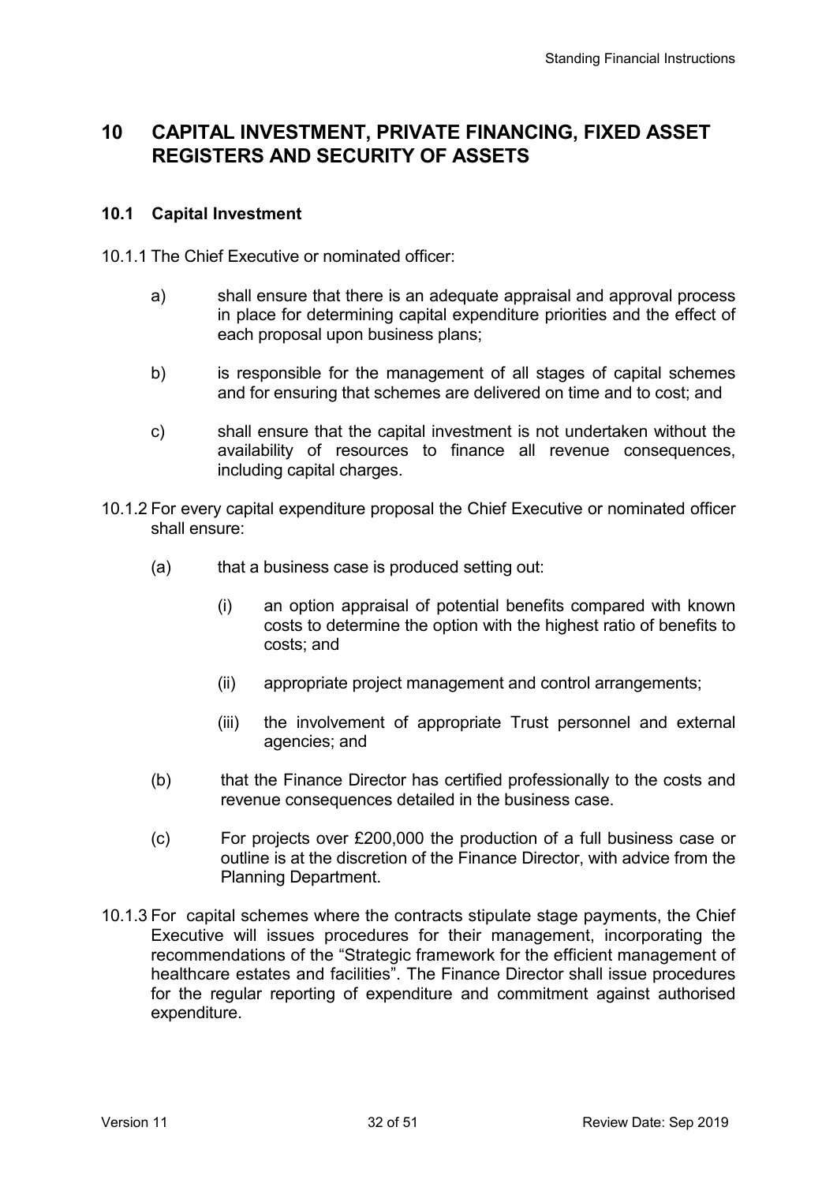# 10 CAPITAL INVESTMENT, PRIVATE FINANCING, FIXED ASSET REGISTERS AND SECURITY OF ASSETS

## 10.1 Capital Investment

10.1.1 The Chief Executive or nominated officer:

a) shall ensure that there is an adequate appraisal and approval process in place for determining capital expenditure priorities and the effect of each proposal upon business plans;

b) is responsible for the management of all stages of capital schemes and for ensuring that schemes are delivered on time and to cost; and

c) shall ensure that the capital investment is not undertaken without the availability of resources to finance all revenue consequences, including capital charges.

10.1.2 For every capital expenditure proposal the Chief Executive or nominated officer shall ensure:

(a) that a business case is produced setting out:

(i) an option appraisal of potential benefits compared with known costs to determine the option with the highest ratio of benefits to costs; and

(ii) appropriate project management and control arrangements;

(iii) the involvement of appropriate Trust personnel and external agencies; and

(b) that the Finance Director has certified professionally to the costs and revenue consequences detailed in the business case.

(c) For projects over £200,000 the production of a full business case or outline is at the discretion of the Finance Director, with advice from the Planning Department.

10.1.3 For capital schemes where the contracts stipulate stage payments, the Chief Executive will issues procedures for their management, incorporating the recommendations of the "Strategic framework for the efficient management of healthcare estates and facilities". The Finance Director shall issue procedures for the regular reporting of expenditure and commitment against authorised expenditure.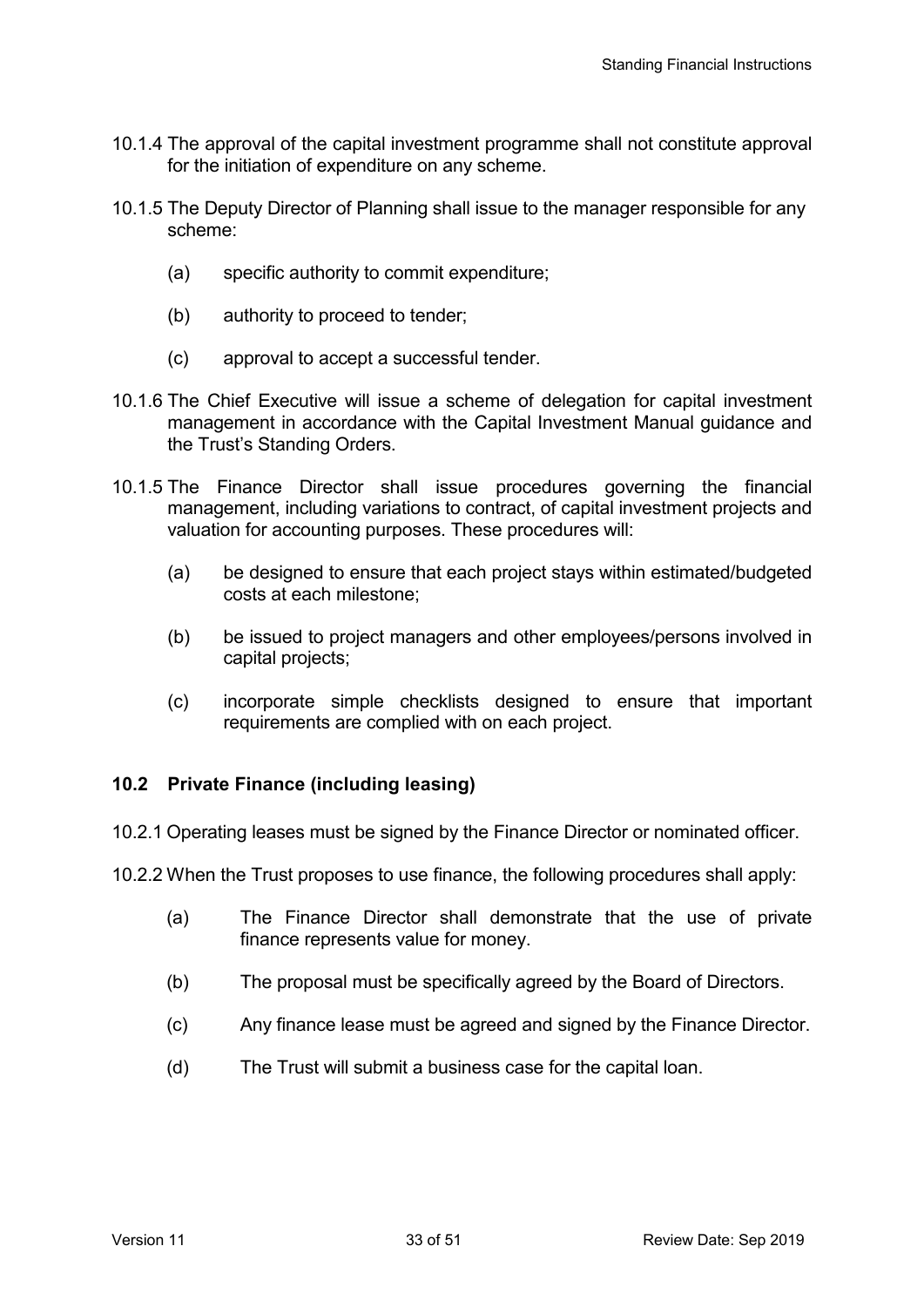10.1.4 The approval of the capital investment programme shall not constitute approval for the initiation of expenditure on any scheme.

10.1.5 The Deputy Director of Planning shall issue to the manager responsible for any scheme:

- (a) specific authority to commit expenditure;
- (b) authority to proceed to tender;
- (c) approval to accept a successful tender.

10.1.6 The Chief Executive will issue a scheme of delegation for capital investment management in accordance with the Capital Investment Manual guidance and the Trust's Standing Orders.

10.1.5 The Finance Director shall issue procedures governing the financial management, including variations to contract, of capital investment projects and valuation for accounting purposes. These procedures will:

- (a) be designed to ensure that each project stays within estimated/budgeted costs at each milestone;
- (b) be issued to project managers and other employees/persons involved in capital projects;
- (c) incorporate simple checklists designed to ensure that important requirements are complied with on each project.

### 10.2 Private Finance (including leasing)

10.2.1 Operating leases must be signed by the Finance Director or nominated officer.

10.2.2 When the Trust proposes to use finance, the following procedures shall apply:

- (a) The Finance Director shall demonstrate that the use of private finance represents value for money.
- (b) The proposal must be specifically agreed by the Board of Directors.
- (c) Any finance lease must be agreed and signed by the Finance Director.
- (d) The Trust will submit a business case for the capital loan.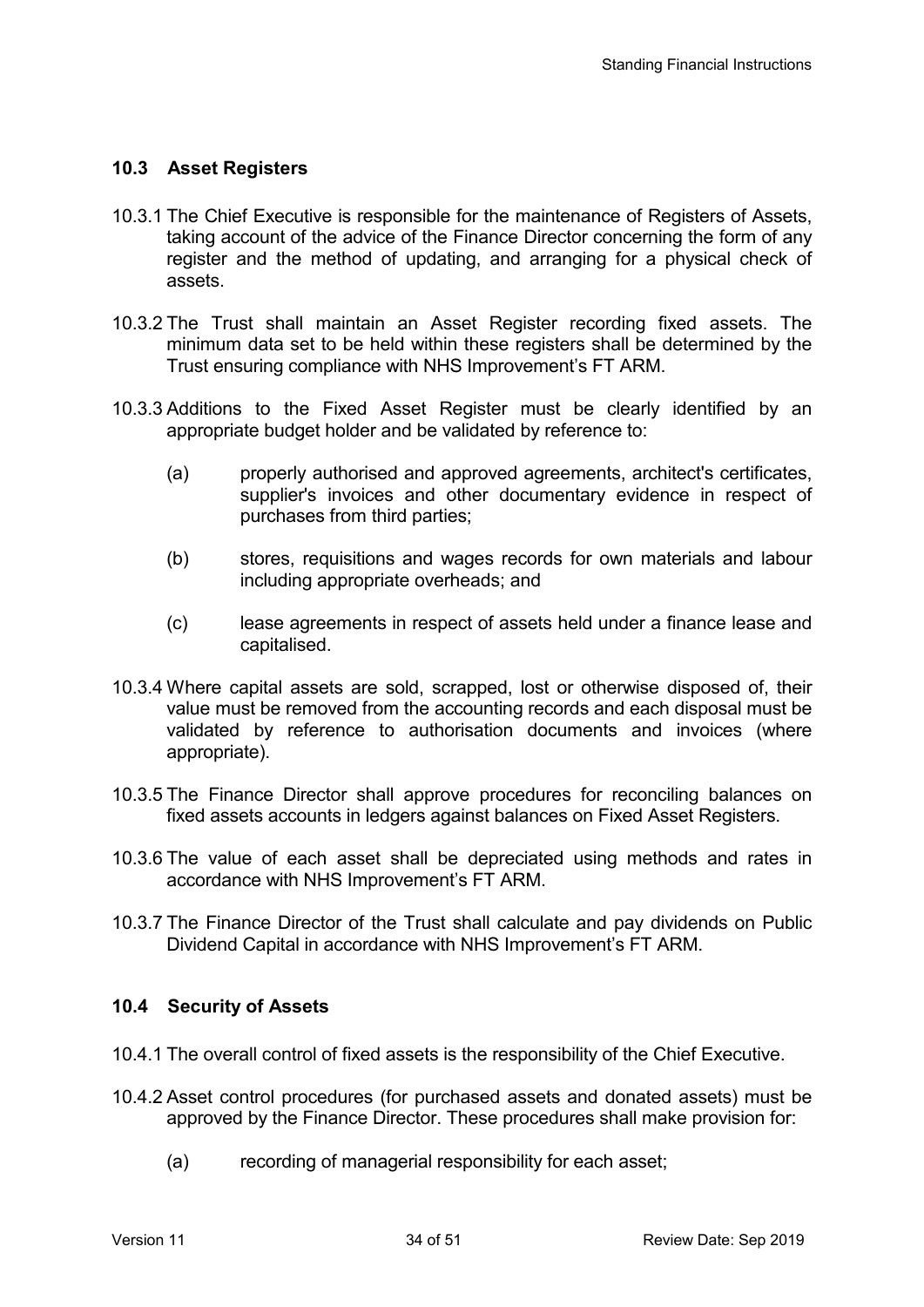### 10.3 Asset Registers

10.3.1 The Chief Executive is responsible for the maintenance of Registers of Assets, taking account of the advice of the Finance Director concerning the form of any register and the method of updating, and arranging for a physical check of assets.

10.3.2 The Trust shall maintain an Asset Register recording fixed assets. The minimum data set to be held within these registers shall be determined by the Trust ensuring compliance with NHS Improvement's FT ARM.

10.3.3 Additions to the Fixed Asset Register must be clearly identified by an appropriate budget holder and be validated by reference to:

(a) properly authorised and approved agreements, architect's certificates, supplier's invoices and other documentary evidence in respect of purchases from third parties;

(b) stores, requisitions and wages records for own materials and labour including appropriate overheads; and

(c) lease agreements in respect of assets held under a finance lease and capitalised.

10.3.4 Where capital assets are sold, scrapped, lost or otherwise disposed of, their value must be removed from the accounting records and each disposal must be validated by reference to authorisation documents and invoices (where appropriate).

10.3.5 The Finance Director shall approve procedures for reconciling balances on fixed assets accounts in ledgers against balances on Fixed Asset Registers.

10.3.6 The value of each asset shall be depreciated using methods and rates in accordance with NHS Improvement's FT ARM.

10.3.7 The Finance Director of the Trust shall calculate and pay dividends on Public Dividend Capital in accordance with NHS Improvement's FT ARM.

### 10.4 Security of Assets

10.4.1 The overall control of fixed assets is the responsibility of the Chief Executive.

10.4.2 Asset control procedures (for purchased assets and donated assets) must be approved by the Finance Director. These procedures shall make provision for:

(a) recording of managerial responsibility for each asset;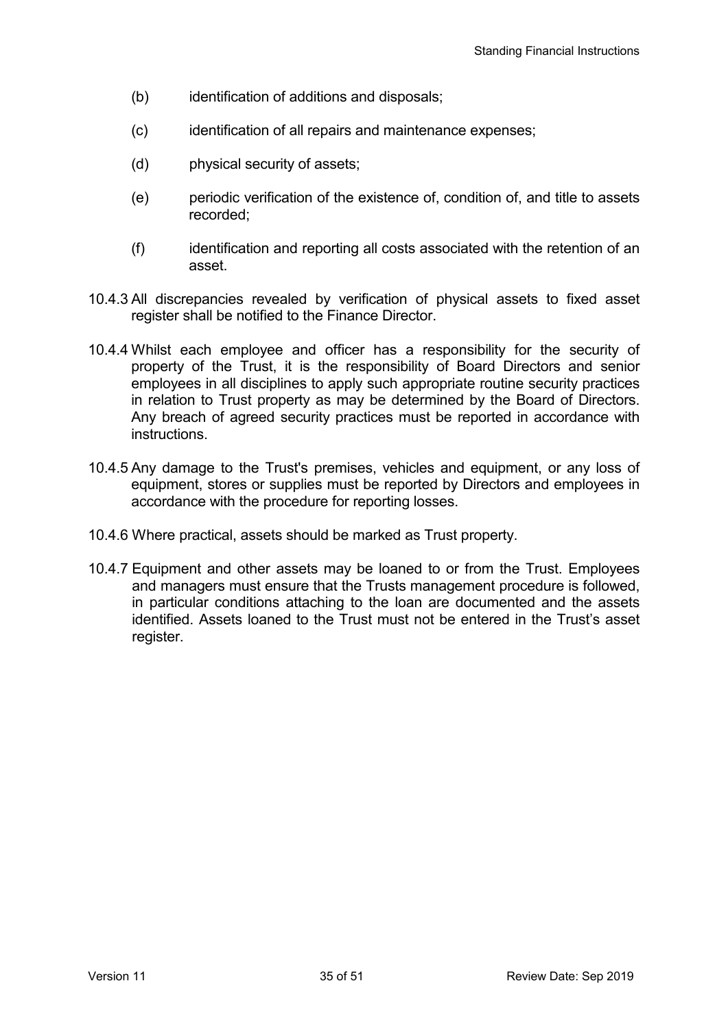(b) identification of additions and disposals;

(c) identification of all repairs and maintenance expenses;

(d) physical security of assets;

(e) periodic verification of the existence of, condition of, and title to assets recorded;

(f) identification and reporting all costs associated with the retention of an asset.

10.4.3 All discrepancies revealed by verification of physical assets to fixed asset register shall be notified to the Finance Director.

10.4.4 Whilst each employee and officer has a responsibility for the security of property of the Trust, it is the responsibility of Board Directors and senior employees in all disciplines to apply such appropriate routine security practices in relation to Trust property as may be determined by the Board of Directors. Any breach of agreed security practices must be reported in accordance with instructions.

10.4.5 Any damage to the Trust's premises, vehicles and equipment, or any loss of equipment, stores or supplies must be reported by Directors and employees in accordance with the procedure for reporting losses.

10.4.6 Where practical, assets should be marked as Trust property.

10.4.7 Equipment and other assets may be loaned to or from the Trust. Employees and managers must ensure that the Trusts management procedure is followed, in particular conditions attaching to the loan are documented and the assets identified. Assets loaned to the Trust must not be entered in the Trust's asset register.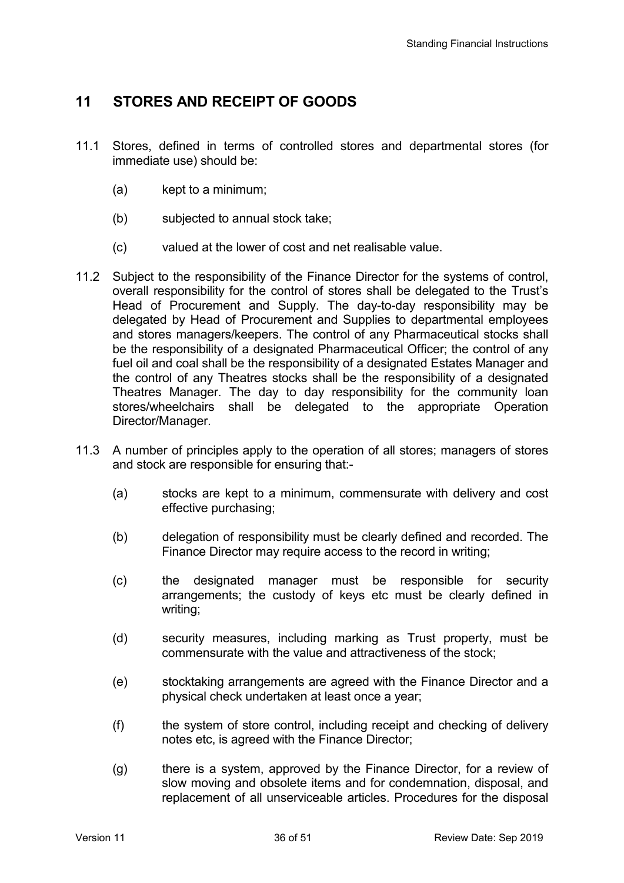## 11 STORES AND RECEIPT OF GOODS

11.1 Stores, defined in terms of controlled stores and departmental stores (for immediate use) should be:

(a) kept to a minimum;

(b) subjected to annual stock take;

(c) valued at the lower of cost and net realisable value.

11.2 Subject to the responsibility of the Finance Director for the systems of control, overall responsibility for the control of stores shall be delegated to the Trust's Head of Procurement and Supply. The day-to-day responsibility may be delegated by Head of Procurement and Supplies to departmental employees and stores managers/keepers. The control of any Pharmaceutical stocks shall be the responsibility of a designated Pharmaceutical Officer; the control of any fuel oil and coal shall be the responsibility of a designated Estates Manager and the control of any Theatres stocks shall be the responsibility of a designated Theatres Manager. The day to day responsibility for the community loan stores/wheelchairs shall be delegated to the appropriate Operation Director/Manager.

11.3 A number of principles apply to the operation of all stores; managers of stores and stock are responsible for ensuring that:-

(a) stocks are kept to a minimum, commensurate with delivery and cost effective purchasing;

(b) delegation of responsibility must be clearly defined and recorded. The Finance Director may require access to the record in writing;

(c) the designated manager must be responsible for security arrangements; the custody of keys etc must be clearly defined in writing;

(d) security measures, including marking as Trust property, must be commensurate with the value and attractiveness of the stock;

(e) stocktaking arrangements are agreed with the Finance Director and a physical check undertaken at least once a year;

(f) the system of store control, including receipt and checking of delivery notes etc, is agreed with the Finance Director;

(g) there is a system, approved by the Finance Director, for a review of slow moving and obsolete items and for condemnation, disposal, and replacement of all unserviceable articles. Procedures for the disposal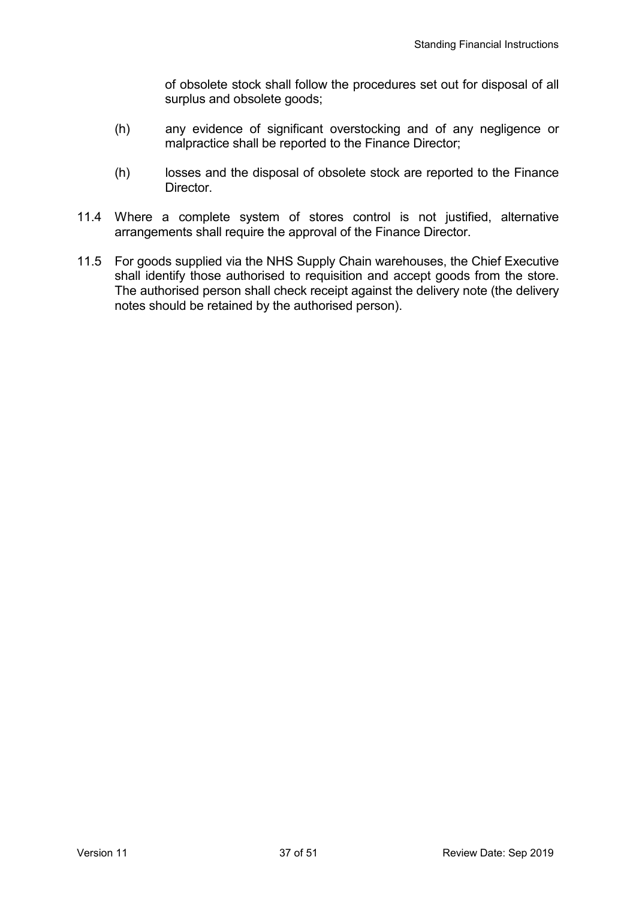of obsolete stock shall follow the procedures set out for disposal of all surplus and obsolete goods;

(h) any evidence of significant overstocking and of any negligence or malpractice shall be reported to the Finance Director;

(h) losses and the disposal of obsolete stock are reported to the Finance Director.

11.4 Where a complete system of stores control is not justified, alternative arrangements shall require the approval of the Finance Director.

11.5 For goods supplied via the NHS Supply Chain warehouses, the Chief Executive shall identify those authorised to requisition and accept goods from the store. The authorised person shall check receipt against the delivery note (the delivery notes should be retained by the authorised person).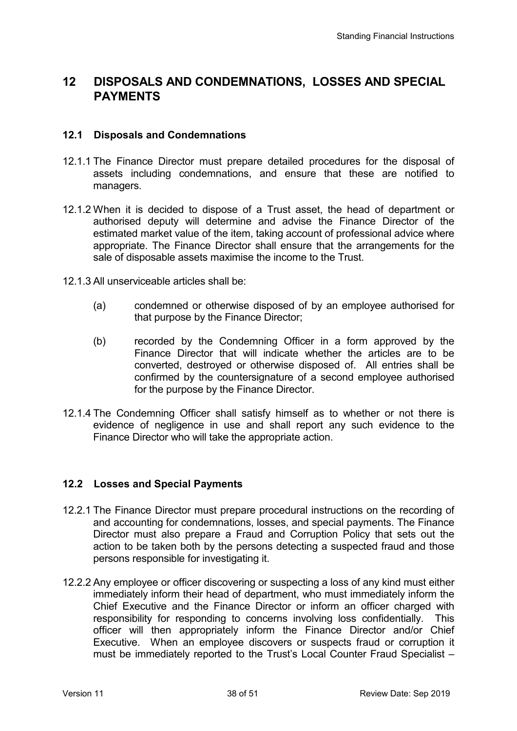# 12 DISPOSALS AND CONDEMNATIONS, LOSSES AND SPECIAL PAYMENTS

## 12.1 Disposals and Condemnations

12.1.1 The Finance Director must prepare detailed procedures for the disposal of assets including condemnations, and ensure that these are notified to managers.

12.1.2 When it is decided to dispose of a Trust asset, the head of department or authorised deputy will determine and advise the Finance Director of the estimated market value of the item, taking account of professional advice where appropriate. The Finance Director shall ensure that the arrangements for the sale of disposable assets maximise the income to the Trust.

12.1.3 All unserviceable articles shall be:

(a) condemned or otherwise disposed of by an employee authorised for that purpose by the Finance Director;

(b) recorded by the Condemning Officer in a form approved by the Finance Director that will indicate whether the articles are to be converted, destroyed or otherwise disposed of. All entries shall be confirmed by the countersignature of a second employee authorised for the purpose by the Finance Director.

12.1.4 The Condemning Officer shall satisfy himself as to whether or not there is evidence of negligence in use and shall report any such evidence to the Finance Director who will take the appropriate action.

## 12.2 Losses and Special Payments

12.2.1 The Finance Director must prepare procedural instructions on the recording of and accounting for condemnations, losses, and special payments. The Finance Director must also prepare a Fraud and Corruption Policy that sets out the action to be taken both by the persons detecting a suspected fraud and those persons responsible for investigating it.

12.2.2 Any employee or officer discovering or suspecting a loss of any kind must either immediately inform their head of department, who must immediately inform the Chief Executive and the Finance Director or inform an officer charged with responsibility for responding to concerns involving loss confidentially. This officer will then appropriately inform the Finance Director and/or Chief Executive. When an employee discovers or suspects fraud or corruption it must be immediately reported to the Trust's Local Counter Fraud Specialist –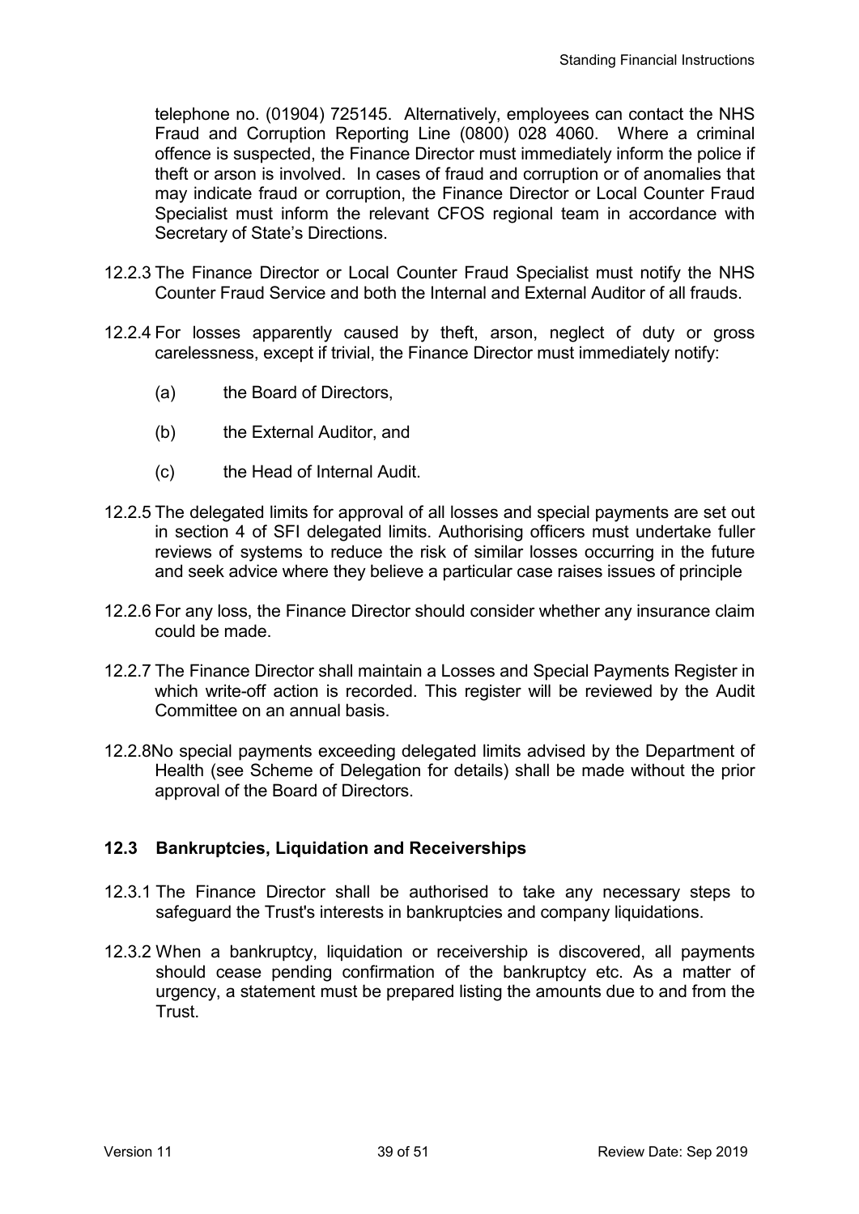telephone no. (01904) 725145. Alternatively, employees can contact the NHS Fraud and Corruption Reporting Line (0800) 028 4060. Where a criminal offence is suspected, the Finance Director must immediately inform the police if theft or arson is involved. In cases of fraud and corruption or of anomalies that may indicate fraud or corruption, the Finance Director or Local Counter Fraud Specialist must inform the relevant CFOS regional team in accordance with Secretary of State's Directions.

12.2.3 The Finance Director or Local Counter Fraud Specialist must notify the NHS Counter Fraud Service and both the Internal and External Auditor of all frauds.

12.2.4 For losses apparently caused by theft, arson, neglect of duty or gross carelessness, except if trivial, the Finance Director must immediately notify:

(a) the Board of Directors,

(b) the External Auditor, and

(c) the Head of Internal Audit.

12.2.5 The delegated limits for approval of all losses and special payments are set out in section 4 of SFI delegated limits. Authorising officers must undertake fuller reviews of systems to reduce the risk of similar losses occurring in the future and seek advice where they believe a particular case raises issues of principle

12.2.6 For any loss, the Finance Director should consider whether any insurance claim could be made.

12.2.7 The Finance Director shall maintain a Losses and Special Payments Register in which write-off action is recorded. This register will be reviewed by the Audit Committee on an annual basis.

12.2.8 No special payments exceeding delegated limits advised by the Department of Health (see Scheme of Delegation for details) shall be made without the prior approval of the Board of Directors.

### 12.3 Bankruptcies, Liquidation and Receiverships

12.3.1 The Finance Director shall be authorised to take any necessary steps to safeguard the Trust's interests in bankruptcies and company liquidations.

12.3.2 When a bankruptcy, liquidation or receivership is discovered, all payments should cease pending confirmation of the bankruptcy etc. As a matter of urgency, a statement must be prepared listing the amounts due to and from the Trust.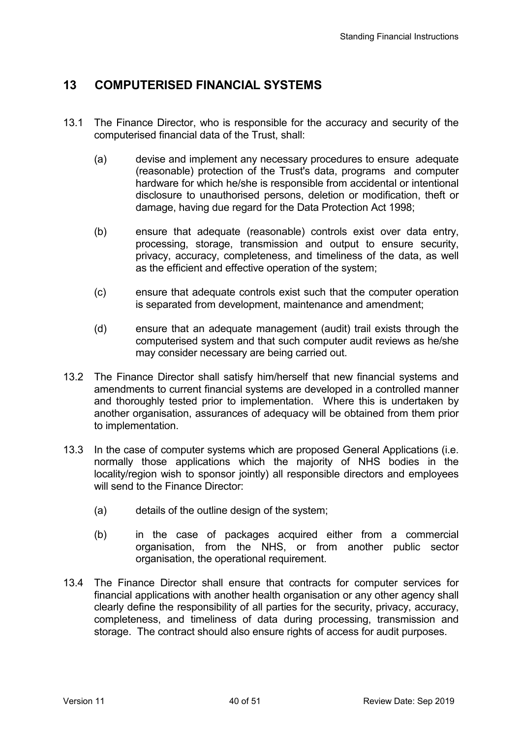## 13 COMPUTERISED FINANCIAL SYSTEMS

13.1 The Finance Director, who is responsible for the accuracy and security of the computerised financial data of the Trust, shall:

(a) devise and implement any necessary procedures to ensure adequate (reasonable) protection of the Trust's data, programs and computer hardware for which he/she is responsible from accidental or intentional disclosure to unauthorised persons, deletion or modification, theft or damage, having due regard for the Data Protection Act 1998;

(b) ensure that adequate (reasonable) controls exist over data entry, processing, storage, transmission and output to ensure security, privacy, accuracy, completeness, and timeliness of the data, as well as the efficient and effective operation of the system;

(c) ensure that adequate controls exist such that the computer operation is separated from development, maintenance and amendment;

(d) ensure that an adequate management (audit) trail exists through the computerised system and that such computer audit reviews as he/she may consider necessary are being carried out.

13.2 The Finance Director shall satisfy him/herself that new financial systems and amendments to current financial systems are developed in a controlled manner and thoroughly tested prior to implementation. Where this is undertaken by another organisation, assurances of adequacy will be obtained from them prior to implementation.

13.3 In the case of computer systems which are proposed General Applications (i.e. normally those applications which the majority of NHS bodies in the locality/region wish to sponsor jointly) all responsible directors and employees will send to the Finance Director:

(a) details of the outline design of the system;

(b) in the case of packages acquired either from a commercial organisation, from the NHS, or from another public sector organisation, the operational requirement.

13.4 The Finance Director shall ensure that contracts for computer services for financial applications with another health organisation or any other agency shall clearly define the responsibility of all parties for the security, privacy, accuracy, completeness, and timeliness of data during processing, transmission and storage. The contract should also ensure rights of access for audit purposes.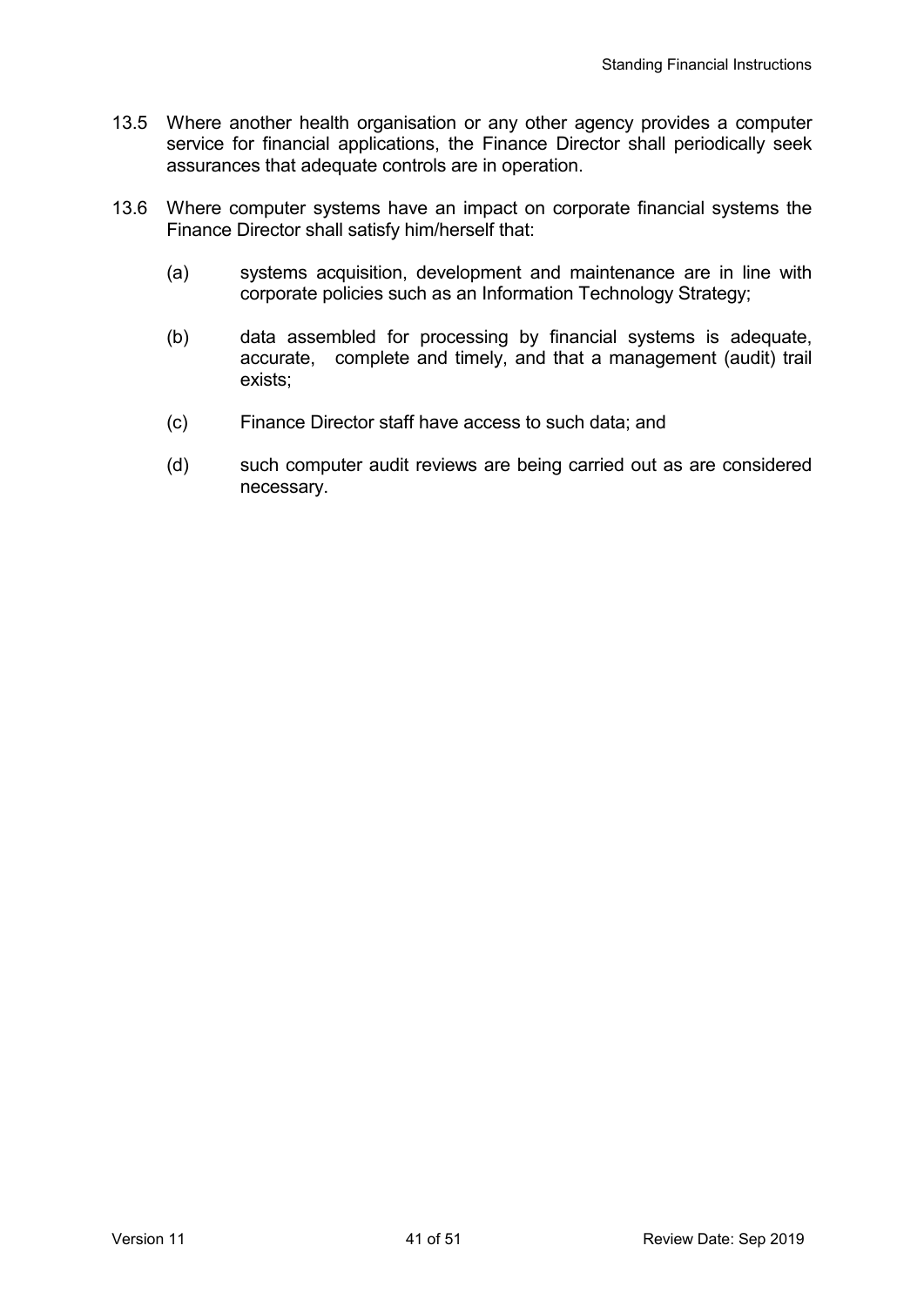13.5 Where another health organisation or any other agency provides a computer service for financial applications, the Finance Director shall periodically seek assurances that adequate controls are in operation.

13.6 Where computer systems have an impact on corporate financial systems the Finance Director shall satisfy him/herself that:

(a) systems acquisition, development and maintenance are in line with corporate policies such as an Information Technology Strategy;

(b) data assembled for processing by financial systems is adequate, accurate, complete and timely, and that a management (audit) trail exists;

(c) Finance Director staff have access to such data; and

(d) such computer audit reviews are being carried out as are considered necessary.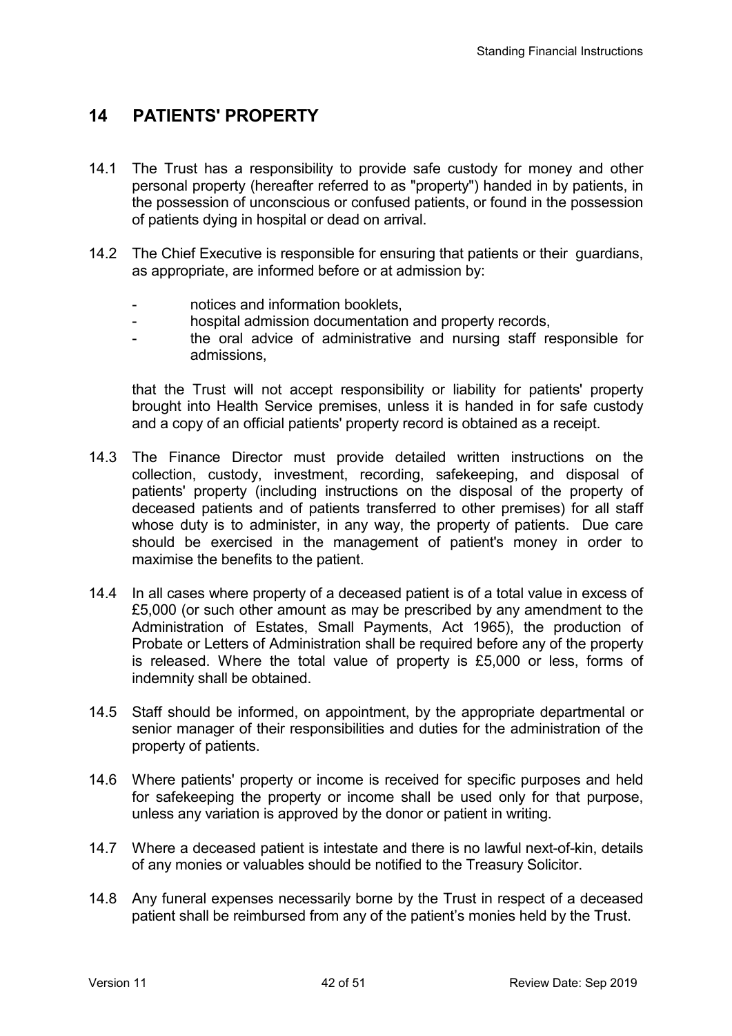## 14 PATIENTS' PROPERTY

14.1 The Trust has a responsibility to provide safe custody for money and other personal property (hereafter referred to as "property") handed in by patients, in the possession of unconscious or confused patients, or found in the possession of patients dying in hospital or dead on arrival.

14.2 The Chief Executive is responsible for ensuring that patients or their guardians, as appropriate, are informed before or at admission by:

- notices and information booklets,
- hospital admission documentation and property records,
- the oral advice of administrative and nursing staff responsible for admissions,

that the Trust will not accept responsibility or liability for patients' property brought into Health Service premises, unless it is handed in for safe custody and a copy of an official patients' property record is obtained as a receipt.

14.3 The Finance Director must provide detailed written instructions on the collection, custody, investment, recording, safekeeping, and disposal of patients' property (including instructions on the disposal of the property of deceased patients and of patients transferred to other premises) for all staff whose duty is to administer, in any way, the property of patients. Due care should be exercised in the management of patient's money in order to maximise the benefits to the patient.

14.4 In all cases where property of a deceased patient is of a total value in excess of £5,000 (or such other amount as may be prescribed by any amendment to the Administration of Estates, Small Payments, Act 1965), the production of Probate or Letters of Administration shall be required before any of the property is released. Where the total value of property is £5,000 or less, forms of indemnity shall be obtained.

14.5 Staff should be informed, on appointment, by the appropriate departmental or senior manager of their responsibilities and duties for the administration of the property of patients.

14.6 Where patients' property or income is received for specific purposes and held for safekeeping the property or income shall be used only for that purpose, unless any variation is approved by the donor or patient in writing.

14.7 Where a deceased patient is intestate and there is no lawful next-of-kin, details of any monies or valuables should be notified to the Treasury Solicitor.

14.8 Any funeral expenses necessarily borne by the Trust in respect of a deceased patient shall be reimbursed from any of the patient's monies held by the Trust.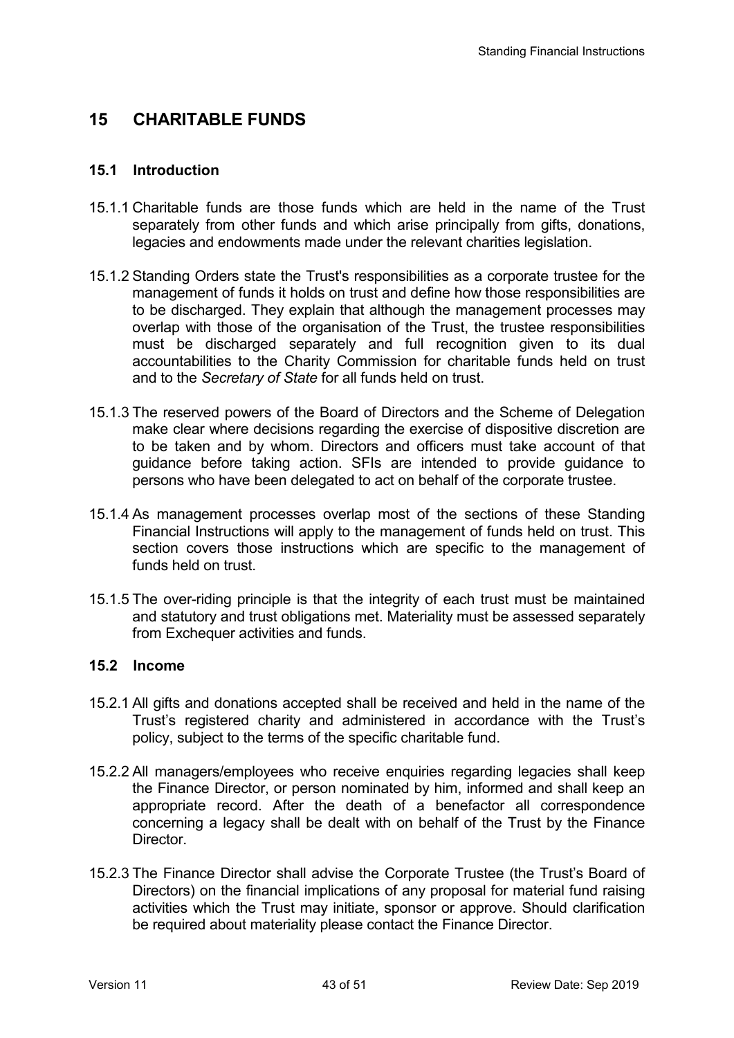## 15 CHARITABLE FUNDS

### 15.1 Introduction

15.1.1 Charitable funds are those funds which are held in the name of the Trust separately from other funds and which arise principally from gifts, donations, legacies and endowments made under the relevant charities legislation.

15.1.2 Standing Orders state the Trust's responsibilities as a corporate trustee for the management of funds it holds on trust and define how those responsibilities are to be discharged. They explain that although the management processes may overlap with those of the organisation of the Trust, the trustee responsibilities must be discharged separately and full recognition given to its dual accountabilities to the Charity Commission for charitable funds held on trust and to the *Secretary of State* for all funds held on trust.

15.1.3 The reserved powers of the Board of Directors and the Scheme of Delegation make clear where decisions regarding the exercise of dispositive discretion are to be taken and by whom. Directors and officers must take account of that guidance before taking action. SFIs are intended to provide guidance to persons who have been delegated to act on behalf of the corporate trustee.

15.1.4 As management processes overlap most of the sections of these Standing Financial Instructions will apply to the management of funds held on trust. This section covers those instructions which are specific to the management of funds held on trust.

15.1.5 The over-riding principle is that the integrity of each trust must be maintained and statutory and trust obligations met. Materiality must be assessed separately from Exchequer activities and funds.

### 15.2 Income

15.2.1 All gifts and donations accepted shall be received and held in the name of the Trust's registered charity and administered in accordance with the Trust's policy, subject to the terms of the specific charitable fund.

15.2.2 All managers/employees who receive enquiries regarding legacies shall keep the Finance Director, or person nominated by him, informed and shall keep an appropriate record. After the death of a benefactor all correspondence concerning a legacy shall be dealt with on behalf of the Trust by the Finance Director.

15.2.3 The Finance Director shall advise the Corporate Trustee (the Trust's Board of Directors) on the financial implications of any proposal for material fund raising activities which the Trust may initiate, sponsor or approve. Should clarification be required about materiality please contact the Finance Director.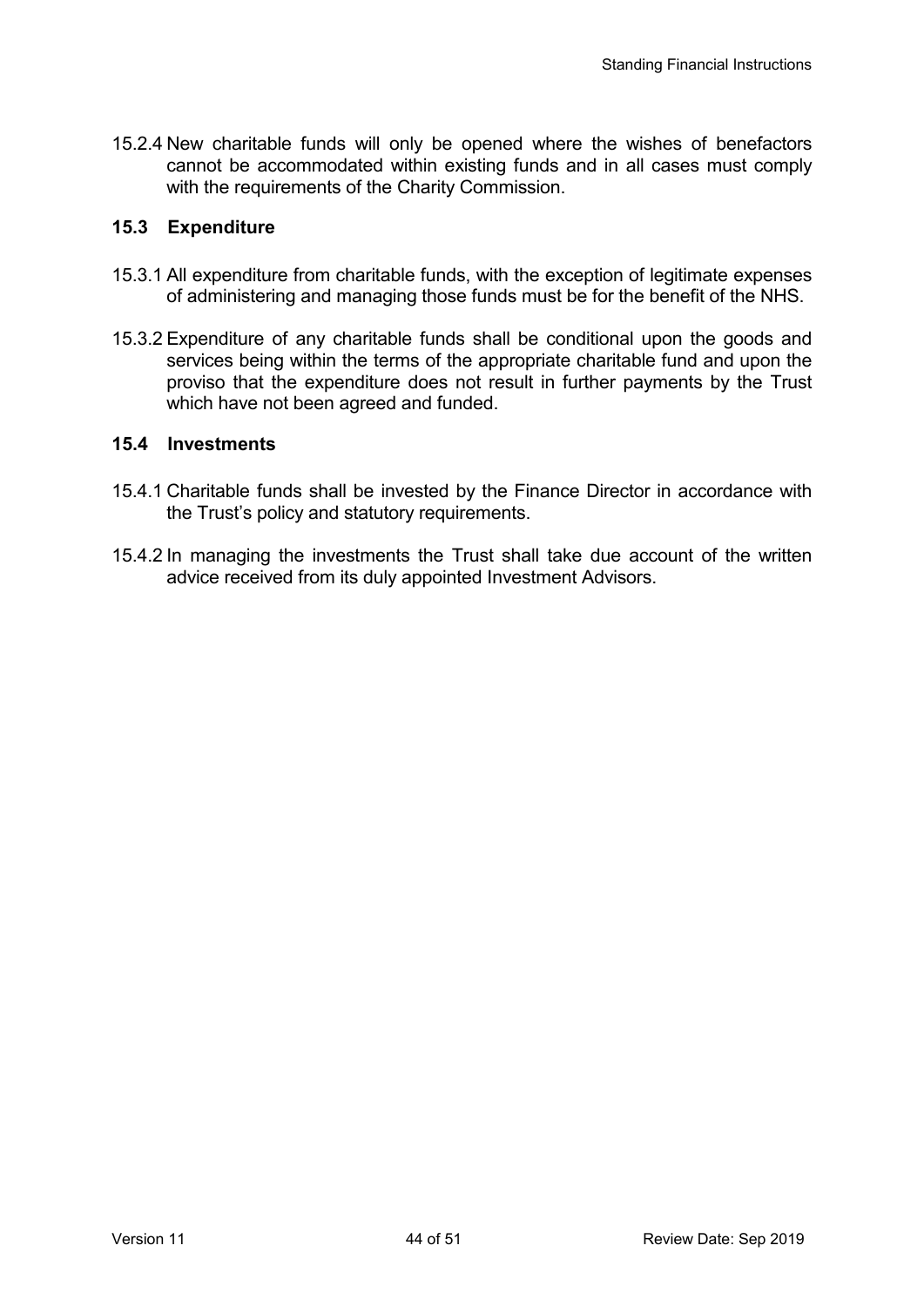15.2.4 New charitable funds will only be opened where the wishes of benefactors cannot be accommodated within existing funds and in all cases must comply with the requirements of the Charity Commission.

### 15.3 Expenditure

15.3.1 All expenditure from charitable funds, with the exception of legitimate expenses of administering and managing those funds must be for the benefit of the NHS.

15.3.2 Expenditure of any charitable funds shall be conditional upon the goods and services being within the terms of the appropriate charitable fund and upon the proviso that the expenditure does not result in further payments by the Trust which have not been agreed and funded.

### 15.4 Investments

15.4.1 Charitable funds shall be invested by the Finance Director in accordance with the Trust's policy and statutory requirements.

15.4.2 In managing the investments the Trust shall take due account of the written advice received from its duly appointed Investment Advisors.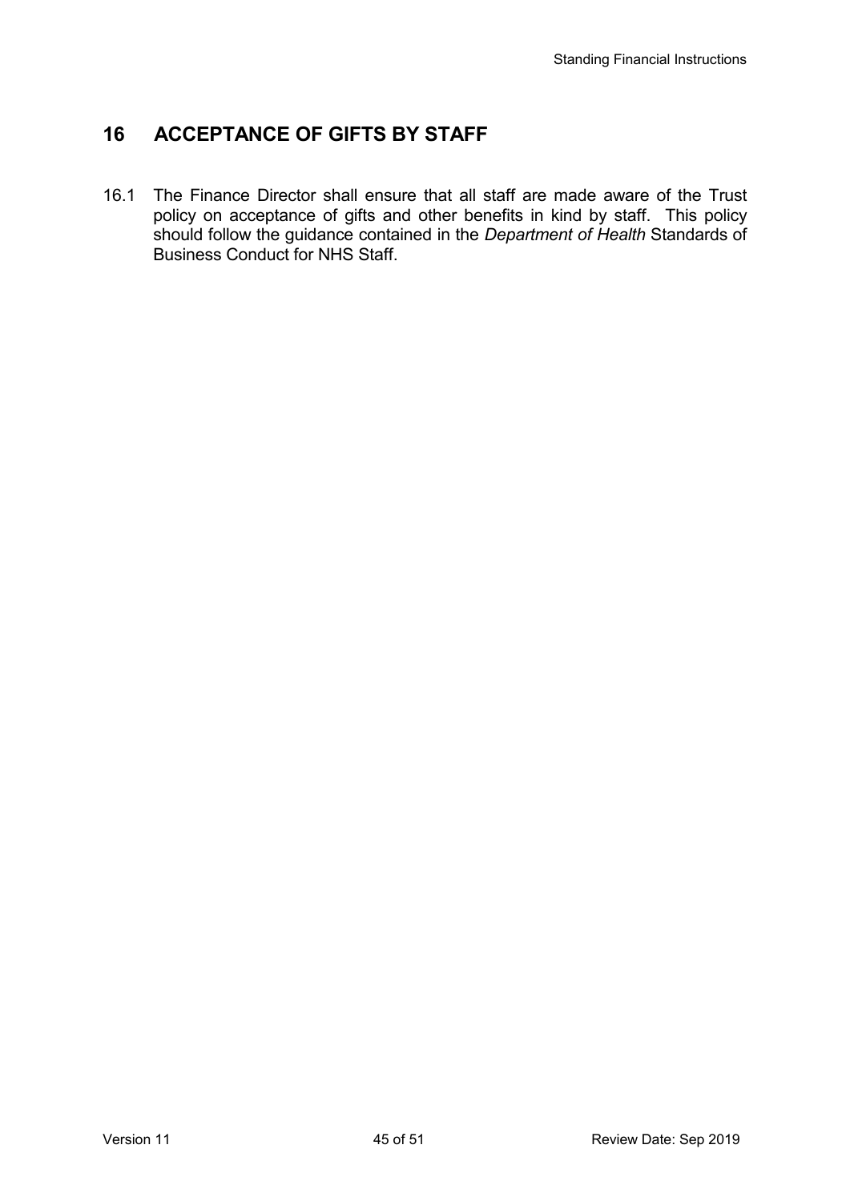## 16 ACCEPTANCE OF GIFTS BY STAFF

16.1 The Finance Director shall ensure that all staff are made aware of the Trust policy on acceptance of gifts and other benefits in kind by staff. This policy should follow the guidance contained in the *Department of Health* Standards of Business Conduct for NHS Staff.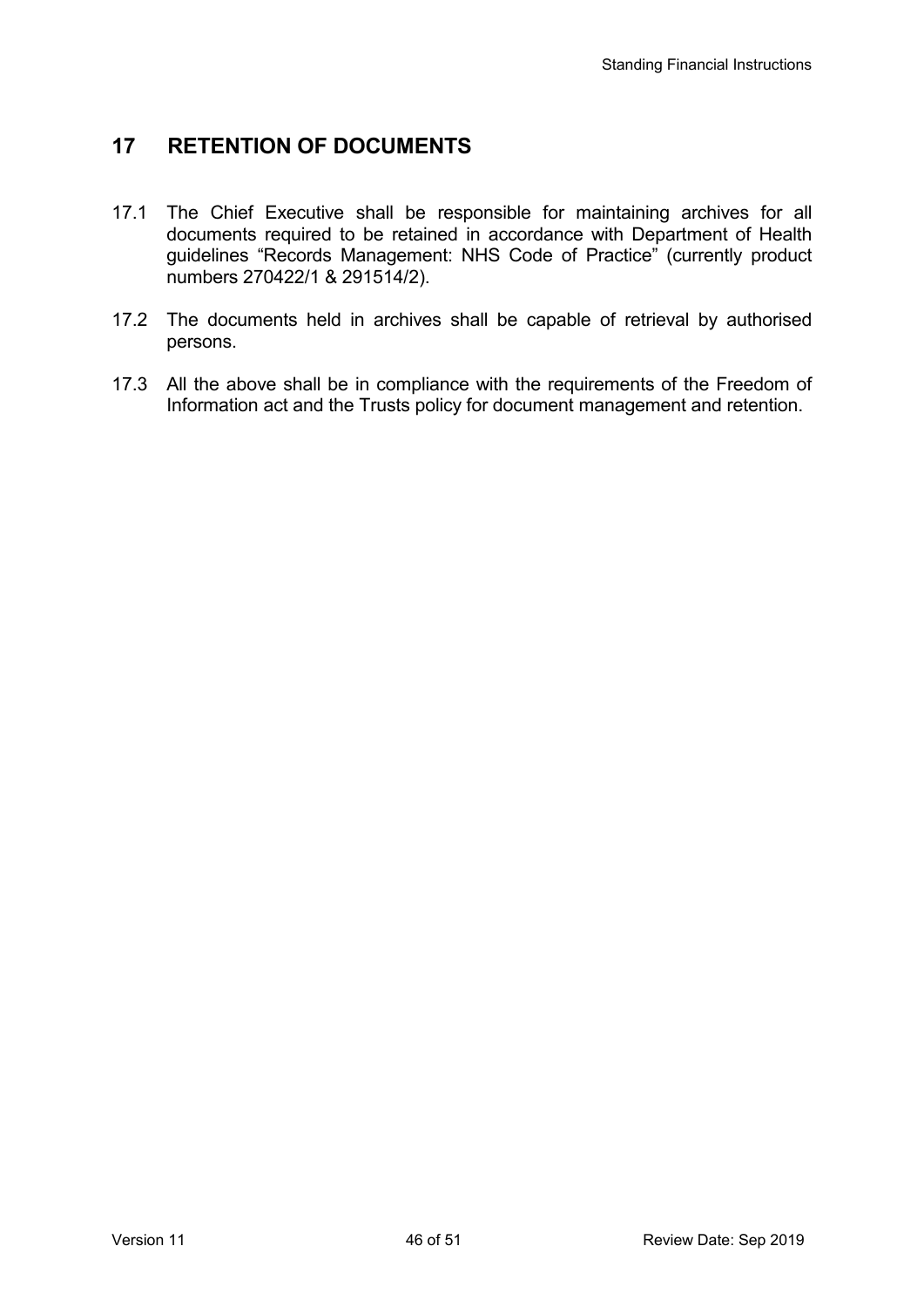## 17 RETENTION OF DOCUMENTS

17.1 The Chief Executive shall be responsible for maintaining archives for all documents required to be retained in accordance with Department of Health guidelines "Records Management: NHS Code of Practice" (currently product numbers 270422/1 & 291514/2).

17.2 The documents held in archives shall be capable of retrieval by authorised persons.

17.3 All the above shall be in compliance with the requirements of the Freedom of Information act and the Trusts policy for document management and retention.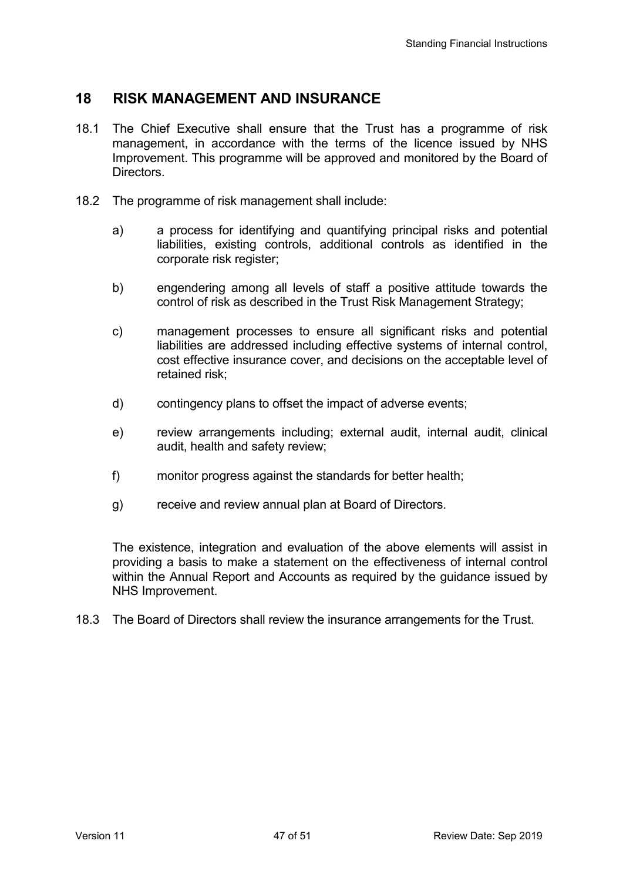## 18 RISK MANAGEMENT AND INSURANCE

18.1 The Chief Executive shall ensure that the Trust has a programme of risk management, in accordance with the terms of the licence issued by NHS Improvement. This programme will be approved and monitored by the Board of Directors.

18.2 The programme of risk management shall include:

a) a process for identifying and quantifying principal risks and potential liabilities, existing controls, additional controls as identified in the corporate risk register;

b) engendering among all levels of staff a positive attitude towards the control of risk as described in the Trust Risk Management Strategy;

c) management processes to ensure all significant risks and potential liabilities are addressed including effective systems of internal control, cost effective insurance cover, and decisions on the acceptable level of retained risk;

d) contingency plans to offset the impact of adverse events;

e) review arrangements including; external audit, internal audit, clinical audit, health and safety review;

f) monitor progress against the standards for better health;

g) receive and review annual plan at Board of Directors.

The existence, integration and evaluation of the above elements will assist in providing a basis to make a statement on the effectiveness of internal control within the Annual Report and Accounts as required by the guidance issued by NHS Improvement.

18.3 The Board of Directors shall review the insurance arrangements for the Trust.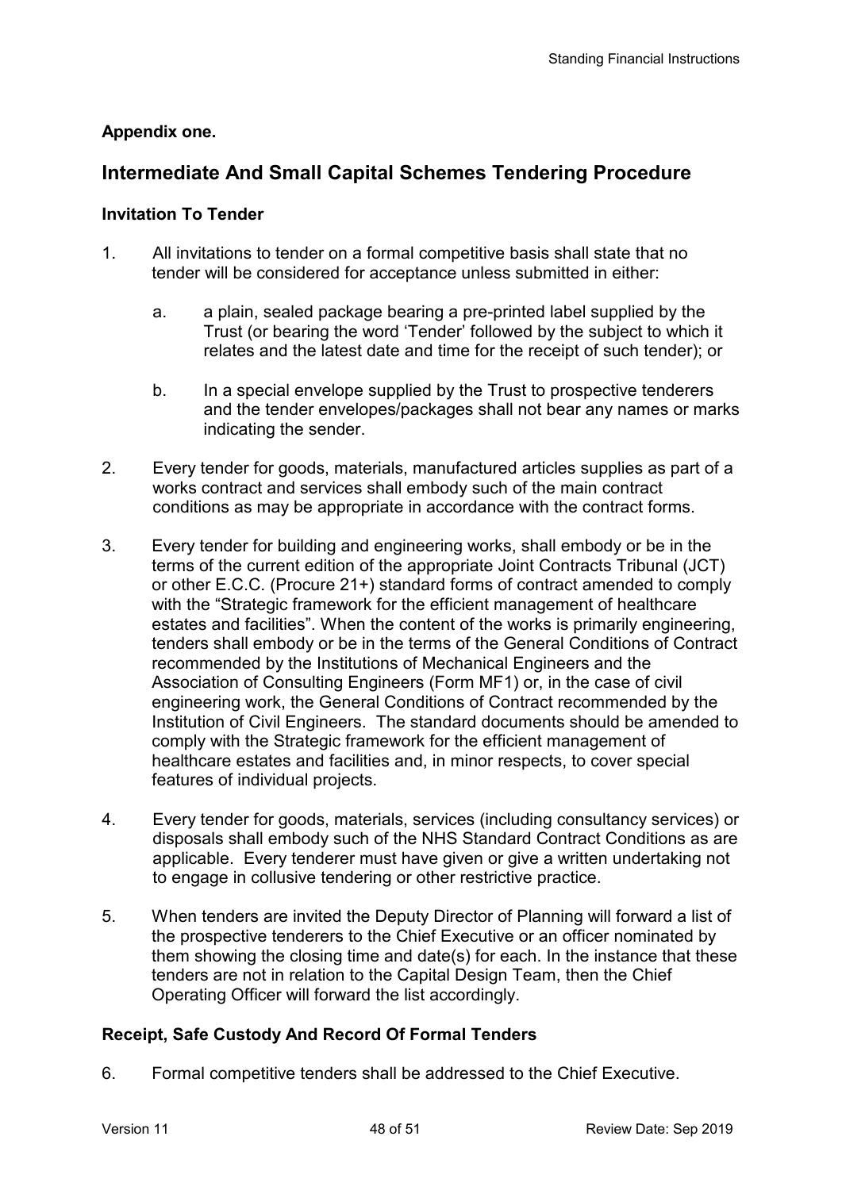**Appendix one.**

## Intermediate And Small Capital Schemes Tendering Procedure

### Invitation To Tender

1. All invitations to tender on a formal competitive basis shall state that no tender will be considered for acceptance unless submitted in either:

   a. a plain, sealed package bearing a pre-printed label supplied by the Trust (or bearing the word 'Tender' followed by the subject to which it relates and the latest date and time for the receipt of such tender); or

   b. In a special envelope supplied by the Trust to prospective tenderers and the tender envelopes/packages shall not bear any names or marks indicating the sender.

2. Every tender for goods, materials, manufactured articles supplies as part of a works contract and services shall embody such of the main contract conditions as may be appropriate in accordance with the contract forms.

3. Every tender for building and engineering works, shall embody or be in the terms of the current edition of the appropriate Joint Contracts Tribunal (JCT) or other E.C.C. (Procure 21+) standard forms of contract amended to comply with the "Strategic framework for the efficient management of healthcare estates and facilities". When the content of the works is primarily engineering, tenders shall embody or be in the terms of the General Conditions of Contract recommended by the Institutions of Mechanical Engineers and the Association of Consulting Engineers (Form MF1) or, in the case of civil engineering work, the General Conditions of Contract recommended by the Institution of Civil Engineers. The standard documents should be amended to comply with the Strategic framework for the efficient management of healthcare estates and facilities and, in minor respects, to cover special features of individual projects.

4. Every tender for goods, materials, services (including consultancy services) or disposals shall embody such of the NHS Standard Contract Conditions as are applicable. Every tenderer must have given or give a written undertaking not to engage in collusive tendering or other restrictive practice.

5. When tenders are invited the Deputy Director of Planning will forward a list of the prospective tenderers to the Chief Executive or an officer nominated by them showing the closing time and date(s) for each. In the instance that these tenders are not in relation to the Capital Design Team, then the Chief Operating Officer will forward the list accordingly.

### Receipt, Safe Custody And Record Of Formal Tenders

6. Formal competitive tenders shall be addressed to the Chief Executive.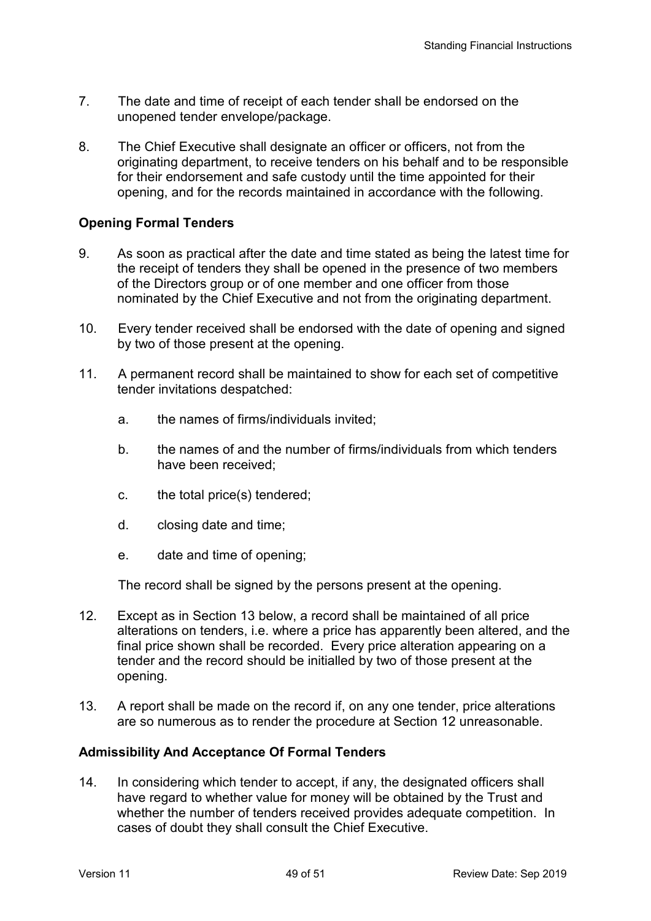7. The date and time of receipt of each tender shall be endorsed on the unopened tender envelope/package.

8. The Chief Executive shall designate an officer or officers, not from the originating department, to receive tenders on his behalf and to be responsible for their endorsement and safe custody until the time appointed for their opening, and for the records maintained in accordance with the following.

**Opening Formal Tenders**

9. As soon as practical after the date and time stated as being the latest time for the receipt of tenders they shall be opened in the presence of two members of the Directors group or of one member and one officer from those nominated by the Chief Executive and not from the originating department.

10. Every tender received shall be endorsed with the date of opening and signed by two of those present at the opening.

11. A permanent record shall be maintained to show for each set of competitive tender invitations despatched:

    a. the names of firms/individuals invited;

    b. the names of and the number of firms/individuals from which tenders have been received;

    c. the total price(s) tendered;

    d. closing date and time;

    e. date and time of opening;

    The record shall be signed by the persons present at the opening.

12. Except as in Section 13 below, a record shall be maintained of all price alterations on tenders, i.e. where a price has apparently been altered, and the final price shown shall be recorded. Every price alteration appearing on a tender and the record should be initialled by two of those present at the opening.

13. A report shall be made on the record if, on any one tender, price alterations are so numerous as to render the procedure at Section 12 unreasonable.

**Admissibility And Acceptance Of Formal Tenders**

14. In considering which tender to accept, if any, the designated officers shall have regard to whether value for money will be obtained by the Trust and whether the number of tenders received provides adequate competition. In cases of doubt they shall consult the Chief Executive.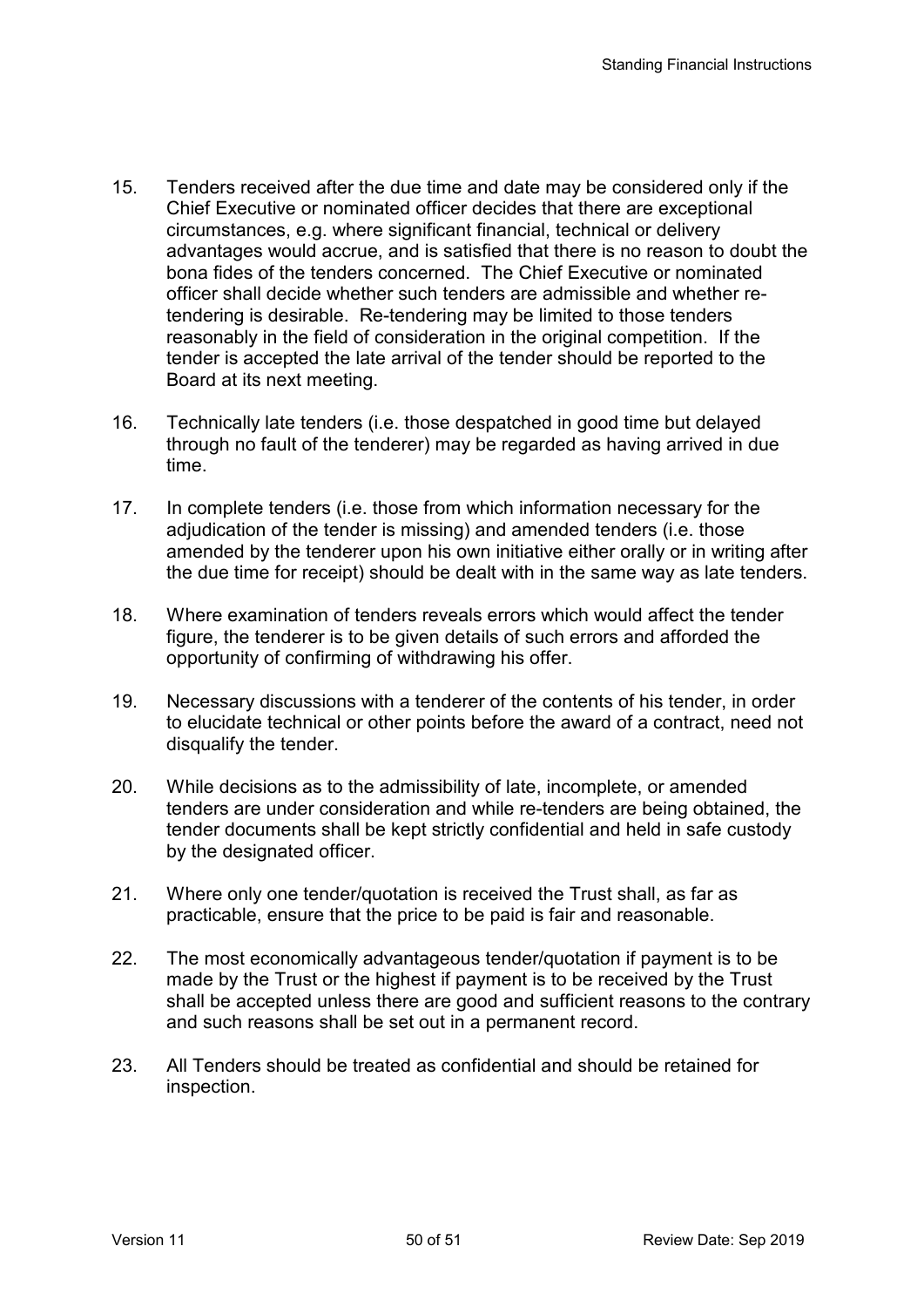15. Tenders received after the due time and date may be considered only if the Chief Executive or nominated officer decides that there are exceptional circumstances, e.g. where significant financial, technical or delivery advantages would accrue, and is satisfied that there is no reason to doubt the bona fides of the tenders concerned. The Chief Executive or nominated officer shall decide whether such tenders are admissible and whether re-tendering is desirable. Re-tendering may be limited to those tenders reasonably in the field of consideration in the original competition. If the tender is accepted the late arrival of the tender should be reported to the Board at its next meeting.

16. Technically late tenders (i.e. those despatched in good time but delayed through no fault of the tenderer) may be regarded as having arrived in due time.

17. In complete tenders (i.e. those from which information necessary for the adjudication of the tender is missing) and amended tenders (i.e. those amended by the tenderer upon his own initiative either orally or in writing after the due time for receipt) should be dealt with in the same way as late tenders.

18. Where examination of tenders reveals errors which would affect the tender figure, the tenderer is to be given details of such errors and afforded the opportunity of confirming of withdrawing his offer.

19. Necessary discussions with a tenderer of the contents of his tender, in order to elucidate technical or other points before the award of a contract, need not disqualify the tender.

20. While decisions as to the admissibility of late, incomplete, or amended tenders are under consideration and while re-tenders are being obtained, the tender documents shall be kept strictly confidential and held in safe custody by the designated officer.

21. Where only one tender/quotation is received the Trust shall, as far as practicable, ensure that the price to be paid is fair and reasonable.

22. The most economically advantageous tender/quotation if payment is to be made by the Trust or the highest if payment is to be received by the Trust shall be accepted unless there are good and sufficient reasons to the contrary and such reasons shall be set out in a permanent record.

23. All Tenders should be treated as confidential and should be retained for inspection.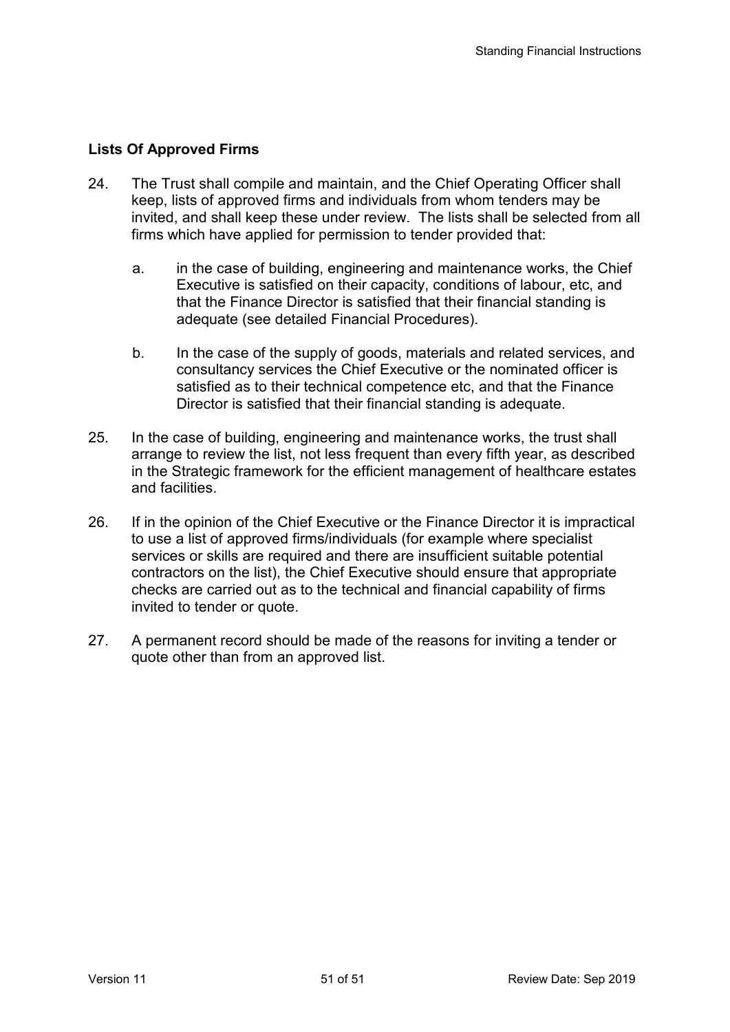**Lists Of Approved Firms**

24. The Trust shall compile and maintain, and the Chief Operating Officer shall keep, lists of approved firms and individuals from whom tenders may be invited, and shall keep these under review. The lists shall be selected from all firms which have applied for permission to tender provided that:

    a. in the case of building, engineering and maintenance works, the Chief Executive is satisfied on their capacity, conditions of labour, etc, and that the Finance Director is satisfied that their financial standing is adequate (see detailed Financial Procedures).

    b. In the case of the supply of goods, materials and related services, and consultancy services the Chief Executive or the nominated officer is satisfied as to their technical competence etc, and that the Finance Director is satisfied that their financial standing is adequate.

25. In the case of building, engineering and maintenance works, the trust shall arrange to review the list, not less frequent than every fifth year, as described in the Strategic framework for the efficient management of healthcare estates and facilities.

26. If in the opinion of the Chief Executive or the Finance Director it is impractical to use a list of approved firms/individuals (for example where specialist services or skills are required and there are insufficient suitable potential contractors on the list), the Chief Executive should ensure that appropriate checks are carried out as to the technical and financial capability of firms invited to tender or quote.

27. A permanent record should be made of the reasons for inviting a tender or quote other than from an approved list.